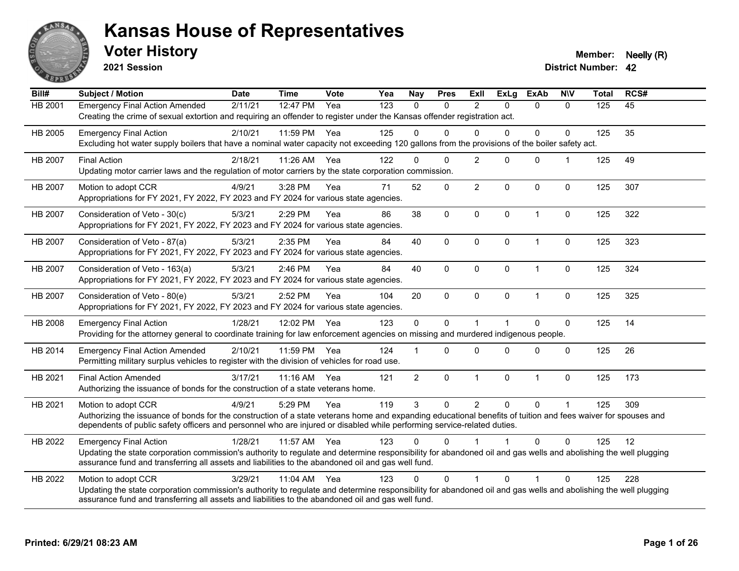# Kansas House of Representatives

## Voter History

**2021 Session**

**Member:** Neelly (R)
**District Number:** 42

| Bill# | Subject / Motion | Date | Time | Vote | Yea | Nay | Pres | ExII | ExLg | ExAb | N\V | Total | RCS# |
|---|---|---|---|---|---|---|---|---|---|---|---|---|---|
| HB 2001 | Emergency Final Action Amended | 2/11/21 | 12:47 PM | Yea | 123 | 0 | 0 | 2 | 0 | 0 | 0 | 125 | 45 |
| | Creating the crime of sexual extortion and requiring an offender to register under the Kansas offender registration act. | | | | | | | | | | | | |
| HB 2005 | Emergency Final Action | 2/10/21 | 11:59 PM | Yea | 125 | 0 | 0 | 0 | 0 | 0 | 0 | 125 | 35 |
| | Excluding hot water supply boilers that have a nominal water capacity not exceeding 120 gallons from the provisions of the boiler safety act. | | | | | | | | | | | | |
| HB 2007 | Final Action | 2/18/21 | 11:26 AM | Yea | 122 | 0 | 0 | 2 | 0 | 0 | 1 | 125 | 49 |
| | Updating motor carrier laws and the regulation of motor carriers by the state corporation commission. | | | | | | | | | | | | |
| HB 2007 | Motion to adopt CCR | 4/9/21 | 3:28 PM | Yea | 71 | 52 | 0 | 2 | 0 | 0 | 0 | 125 | 307 |
| | Appropriations for FY 2021, FY 2022, FY 2023 and FY 2024 for various state agencies. | | | | | | | | | | | | |
| HB 2007 | Consideration of Veto - 30(c) | 5/3/21 | 2:29 PM | Yea | 86 | 38 | 0 | 0 | 0 | 1 | 0 | 125 | 322 |
| | Appropriations for FY 2021, FY 2022, FY 2023 and FY 2024 for various state agencies. | | | | | | | | | | | | |
| HB 2007 | Consideration of Veto - 87(a) | 5/3/21 | 2:35 PM | Yea | 84 | 40 | 0 | 0 | 0 | 1 | 0 | 125 | 323 |
| | Appropriations for FY 2021, FY 2022, FY 2023 and FY 2024 for various state agencies. | | | | | | | | | | | | |
| HB 2007 | Consideration of Veto - 163(a) | 5/3/21 | 2:46 PM | Yea | 84 | 40 | 0 | 0 | 0 | 1 | 0 | 125 | 324 |
| | Appropriations for FY 2021, FY 2022, FY 2023 and FY 2024 for various state agencies. | | | | | | | | | | | | |
| HB 2007 | Consideration of Veto - 80(e) | 5/3/21 | 2:52 PM | Yea | 104 | 20 | 0 | 0 | 0 | 1 | 0 | 125 | 325 |
| | Appropriations for FY 2021, FY 2022, FY 2023 and FY 2024 for various state agencies. | | | | | | | | | | | | |
| HB 2008 | Emergency Final Action | 1/28/21 | 12:02 PM | Yea | 123 | 0 | 0 | 1 | 1 | 0 | 0 | 125 | 14 |
| | Providing for the attorney general to coordinate training for law enforcement agencies on missing and murdered indigenous people. | | | | | | | | | | | | |
| HB 2014 | Emergency Final Action Amended | 2/10/21 | 11:59 PM | Yea | 124 | 1 | 0 | 0 | 0 | 0 | 0 | 125 | 26 |
| | Permitting military surplus vehicles to register with the division of vehicles for road use. | | | | | | | | | | | | |
| HB 2021 | Final Action Amended | 3/17/21 | 11:16 AM | Yea | 121 | 2 | 0 | 1 | 0 | 1 | 0 | 125 | 173 |
| | Authorizing the issuance of bonds for the construction of a state veterans home. | | | | | | | | | | | | |
| HB 2021 | Motion to adopt CCR | 4/9/21 | 5:29 PM | Yea | 119 | 3 | 0 | 2 | 0 | 0 | 1 | 125 | 309 |
| | Authorizing the issuance of bonds for the construction of a state veterans home and expanding educational benefits of tuition and fees waiver for spouses and dependents of public safety officers and personnel who are injured or disabled while performing service-related duties. | | | | | | | | | | | | |
| HB 2022 | Emergency Final Action | 1/28/21 | 11:57 AM | Yea | 123 | 0 | 0 | 1 | 1 | 0 | 0 | 125 | 12 |
| | Updating the state corporation commission's authority to regulate and determine responsibility for abandoned oil and gas wells and abolishing the well plugging assurance fund and transferring all assets and liabilities to the abandoned oil and gas well fund. | | | | | | | | | | | | |
| HB 2022 | Motion to adopt CCR | 3/29/21 | 11:04 AM | Yea | 123 | 0 | 0 | 1 | 0 | 1 | 0 | 125 | 228 |
| | Updating the state corporation commission's authority to regulate and determine responsibility for abandoned oil and gas wells and abolishing the well plugging assurance fund and transferring all assets and liabilities to the abandoned oil and gas well fund. | | | | | | | | | | | | |

**Printed: 6/29/21 08:23 AM**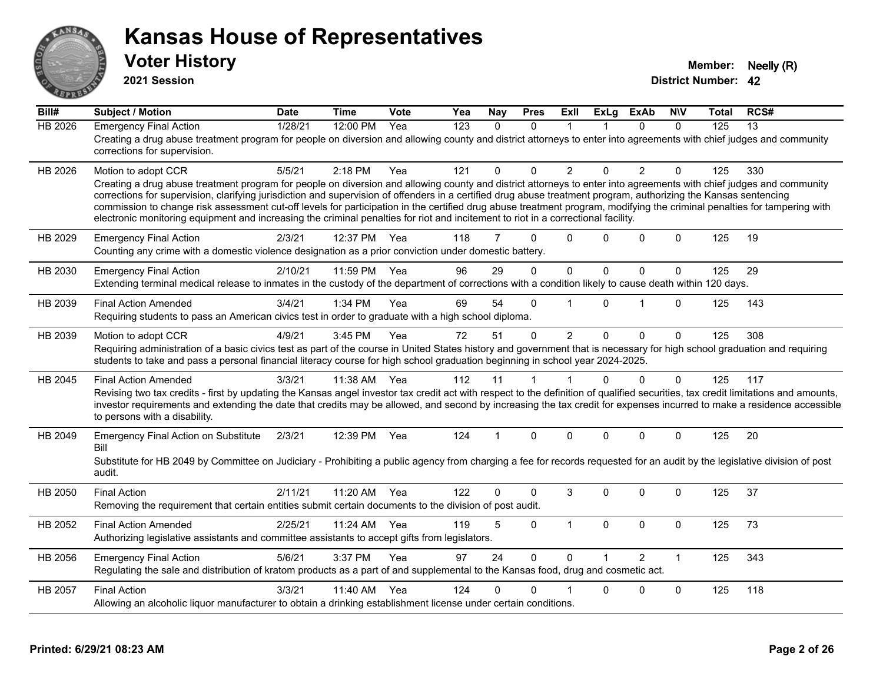# Kansas House of Representatives

## Voter History

**2021 Session**

**Member:** Neelly (R)
**District Number:** 42

| Bill# | Subject / Motion | Date | Time | Vote | Yea | Nay | Pres | ExII | ExLg | ExAb | N\V | Total | RCS# |
|---|---|---|---|---|---|---|---|---|---|---|---|---|---|
| HB 2026 | Emergency Final Action | 1/28/21 | 12:00 PM | Yea | 123 | 0 | 0 | 1 | 1 | 0 | 0 | 125 | 13 |
| | Creating a drug abuse treatment program for people on diversion and allowing county and district attorneys to enter into agreements with chief judges and community corrections for supervision. | | | | | | | | | | | | |
| HB 2026 | Motion to adopt CCR | 5/5/21 | 2:18 PM | Yea | 121 | 0 | 0 | 2 | 0 | 2 | 0 | 125 | 330 |
| | Creating a drug abuse treatment program for people on diversion and allowing county and district attorneys to enter into agreements with chief judges and community corrections for supervision, clarifying jurisdiction and supervision of offenders in a certified drug abuse treatment program, authorizing the Kansas sentencing commission to change risk assessment cut-off levels for participation in the certified drug abuse treatment program, modifying the criminal penalties for tampering with electronic monitoring equipment and increasing the criminal penalties for riot and incitement to riot in a correctional facility. | | | | | | | | | | | | |
| HB 2029 | Emergency Final Action | 2/3/21 | 12:37 PM | Yea | 118 | 7 | 0 | 0 | 0 | 0 | 0 | 125 | 19 |
| | Counting any crime with a domestic violence designation as a prior conviction under domestic battery. | | | | | | | | | | | | |
| HB 2030 | Emergency Final Action | 2/10/21 | 11:59 PM | Yea | 96 | 29 | 0 | 0 | 0 | 0 | 0 | 125 | 29 |
| | Extending terminal medical release to inmates in the custody of the department of corrections with a condition likely to cause death within 120 days. | | | | | | | | | | | | |
| HB 2039 | Final Action Amended | 3/4/21 | 1:34 PM | Yea | 69 | 54 | 0 | 1 | 0 | 1 | 0 | 125 | 143 |
| | Requiring students to pass an American civics test in order to graduate with a high school diploma. | | | | | | | | | | | | |
| HB 2039 | Motion to adopt CCR | 4/9/21 | 3:45 PM | Yea | 72 | 51 | 0 | 2 | 0 | 0 | 0 | 125 | 308 |
| | Requiring administration of a basic civics test as part of the course in United States history and government that is necessary for high school graduation and requiring students to take and pass a personal financial literacy course for high school graduation beginning in school year 2024-2025. | | | | | | | | | | | | |
| HB 2045 | Final Action Amended | 3/3/21 | 11:38 AM | Yea | 112 | 11 | 1 | 1 | 0 | 0 | 0 | 125 | 117 |
| | Revising two tax credits - first by updating the Kansas angel investor tax credit act with respect to the definition of qualified securities, tax credit limitations and amounts, investor requirements and extending the date that credits may be allowed, and second by increasing the tax credit for expenses incurred to make a residence accessible to persons with a disability. | | | | | | | | | | | | |
| HB 2049 | Emergency Final Action on Substitute Bill | 2/3/21 | 12:39 PM | Yea | 124 | 1 | 0 | 0 | 0 | 0 | 0 | 125 | 20 |
| | Substitute for HB 2049 by Committee on Judiciary - Prohibiting a public agency from charging a fee for records requested for an audit by the legislative division of post audit. | | | | | | | | | | | | |
| HB 2050 | Final Action | 2/11/21 | 11:20 AM | Yea | 122 | 0 | 0 | 3 | 0 | 0 | 0 | 125 | 37 |
| | Removing the requirement that certain entities submit certain documents to the division of post audit. | | | | | | | | | | | | |
| HB 2052 | Final Action Amended | 2/25/21 | 11:24 AM | Yea | 119 | 5 | 0 | 1 | 0 | 0 | 0 | 125 | 73 |
| | Authorizing legislative assistants and committee assistants to accept gifts from legislators. | | | | | | | | | | | | |
| HB 2056 | Emergency Final Action | 5/6/21 | 3:37 PM | Yea | 97 | 24 | 0 | 0 | 1 | 2 | 1 | 125 | 343 |
| | Regulating the sale and distribution of kratom products as a part of and supplemental to the Kansas food, drug and cosmetic act. | | | | | | | | | | | | |
| HB 2057 | Final Action | 3/3/21 | 11:40 AM | Yea | 124 | 0 | 0 | 1 | 0 | 0 | 0 | 125 | 118 |
| | Allowing an alcoholic liquor manufacturer to obtain a drinking establishment license under certain conditions. | | | | | | | | | | | | |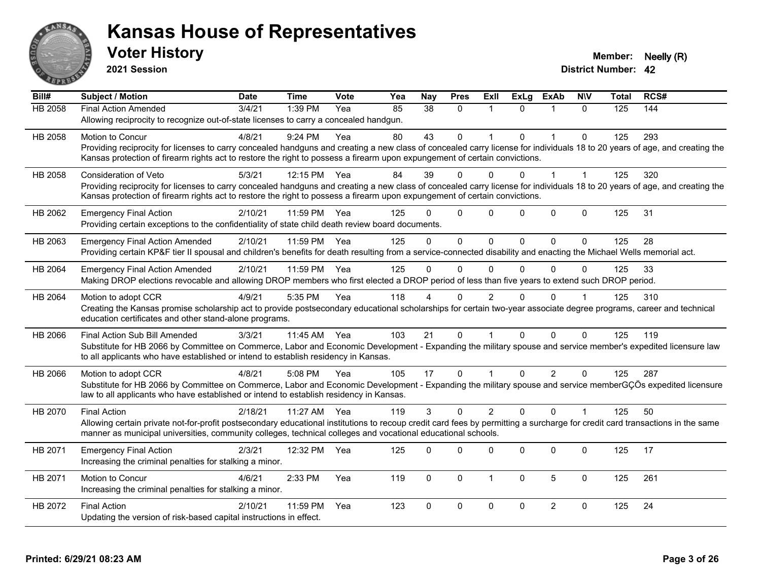# Kansas House of Representatives

## Voter History

**2021 Session**

**Member:** Neelly (R)
**District Number:** 42

| Bill# | Subject / Motion | Date | Time | Vote | Yea | Nay | Pres | ExII | ExLg | ExAb | N\V | Total | RCS# |
|---|---|---|---|---|---|---|---|---|---|---|---|---|---|
| HB 2058 | Final Action Amended | 3/4/21 | 1:39 PM | Yea | 85 | 38 | 0 | 1 | 0 | 1 | 0 | 125 | 144 |
| | Allowing reciprocity to recognize out-of-state licenses to carry a concealed handgun. | | | | | | | | | | | | |
| HB 2058 | Motion to Concur | 4/8/21 | 9:24 PM | Yea | 80 | 43 | 0 | 1 | 0 | 1 | 0 | 125 | 293 |
| | Providing reciprocity for licenses to carry concealed handguns and creating a new class of concealed carry license for individuals 18 to 20 years of age, and creating the Kansas protection of firearm rights act to restore the right to possess a firearm upon expungement of certain convictions. | | | | | | | | | | | | |
| HB 2058 | Consideration of Veto | 5/3/21 | 12:15 PM | Yea | 84 | 39 | 0 | 0 | 0 | 1 | 1 | 125 | 320 |
| | Providing reciprocity for licenses to carry concealed handguns and creating a new class of concealed carry license for individuals 18 to 20 years of age, and creating the Kansas protection of firearm rights act to restore the right to possess a firearm upon expungement of certain convictions. | | | | | | | | | | | | |
| HB 2062 | Emergency Final Action | 2/10/21 | 11:59 PM | Yea | 125 | 0 | 0 | 0 | 0 | 0 | 0 | 125 | 31 |
| | Providing certain exceptions to the confidentiality of state child death review board documents. | | | | | | | | | | | | |
| HB 2063 | Emergency Final Action Amended | 2/10/21 | 11:59 PM | Yea | 125 | 0 | 0 | 0 | 0 | 0 | 0 | 125 | 28 |
| | Providing certain KP&F tier II spousal and children's benefits for death resulting from a service-connected disability and enacting the Michael Wells memorial act. | | | | | | | | | | | | |
| HB 2064 | Emergency Final Action Amended | 2/10/21 | 11:59 PM | Yea | 125 | 0 | 0 | 0 | 0 | 0 | 0 | 125 | 33 |
| | Making DROP elections revocable and allowing DROP members who first elected a DROP period of less than five years to extend such DROP period. | | | | | | | | | | | | |
| HB 2064 | Motion to adopt CCR | 4/9/21 | 5:35 PM | Yea | 118 | 4 | 0 | 2 | 0 | 0 | 1 | 125 | 310 |
| | Creating the Kansas promise scholarship act to provide postsecondary educational scholarships for certain two-year associate degree programs, career and technical education certificates and other stand-alone programs. | | | | | | | | | | | | |
| HB 2066 | Final Action Sub Bill Amended | 3/3/21 | 11:45 AM | Yea | 103 | 21 | 0 | 1 | 0 | 0 | 0 | 125 | 119 |
| | Substitute for HB 2066 by Committee on Commerce, Labor and Economic Development - Expanding the military spouse and service member's expedited licensure law to all applicants who have established or intend to establish residency in Kansas. | | | | | | | | | | | | |
| HB 2066 | Motion to adopt CCR | 4/8/21 | 5:08 PM | Yea | 105 | 17 | 0 | 1 | 0 | 2 | 0 | 125 | 287 |
| | Substitute for HB 2066 by Committee on Commerce, Labor and Economic Development - Expanding the military spouse and service memberGÇÖs expedited licensure law to all applicants who have established or intend to establish residency in Kansas. | | | | | | | | | | | | |
| HB 2070 | Final Action | 2/18/21 | 11:27 AM | Yea | 119 | 3 | 0 | 2 | 0 | 0 | 1 | 125 | 50 |
| | Allowing certain private not-for-profit postsecondary educational institutions to recoup credit card fees by permitting a surcharge for credit card transactions in the same manner as municipal universities, community colleges, technical colleges and vocational educational schools. | | | | | | | | | | | | |
| HB 2071 | Emergency Final Action | 2/3/21 | 12:32 PM | Yea | 125 | 0 | 0 | 0 | 0 | 0 | 0 | 125 | 17 |
| | Increasing the criminal penalties for stalking a minor. | | | | | | | | | | | | |
| HB 2071 | Motion to Concur | 4/6/21 | 2:33 PM | Yea | 119 | 0 | 0 | 1 | 0 | 5 | 0 | 125 | 261 |
| | Increasing the criminal penalties for stalking a minor. | | | | | | | | | | | | |
| HB 2072 | Final Action | 2/10/21 | 11:59 PM | Yea | 123 | 0 | 0 | 0 | 0 | 2 | 0 | 125 | 24 |
| | Updating the version of risk-based capital instructions in effect. | | | | | | | | | | | | |

**Printed: 6/29/21 08:23 AM**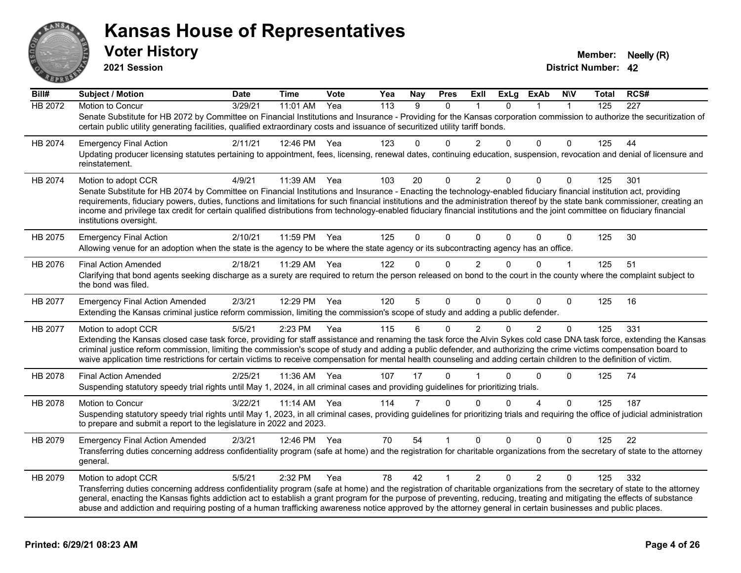# Kansas House of Representatives

## Voter History

**2021 Session**

**Member:** Neelly (R)

**District Number:** 42

| Bill# | Subject / Motion | Date | Time | Vote | Yea | Nay | Pres | ExII | ExLg | ExAb | N\V | Total | RCS# |
|---|---|---|---|---|---|---|---|---|---|---|---|---|---|
| HB 2072 | Motion to Concur | 3/29/21 | 11:01 AM | Yea | 113 | 9 | 0 | 1 | 0 | 1 | 1 | 125 | 227 |
| | Senate Substitute for HB 2072 by Committee on Financial Institutions and Insurance - Providing for the Kansas corporation commission to authorize the securitization of certain public utility generating facilities, qualified extraordinary costs and issuance of securitized utility tariff bonds. | | | | | | | | | | | | |
| HB 2074 | Emergency Final Action | 2/11/21 | 12:46 PM | Yea | 123 | 0 | 0 | 2 | 0 | 0 | 0 | 125 | 44 |
| | Updating producer licensing statutes pertaining to appointment, fees, licensing, renewal dates, continuing education, suspension, revocation and denial of licensure and reinstatement. | | | | | | | | | | | | |
| HB 2074 | Motion to adopt CCR | 4/9/21 | 11:39 AM | Yea | 103 | 20 | 0 | 2 | 0 | 0 | 0 | 125 | 301 |
| | Senate Substitute for HB 2074 by Committee on Financial Institutions and Insurance - Enacting the technology-enabled fiduciary financial institution act, providing requirements, fiduciary powers, duties, functions and limitations for such financial institutions and the administration thereof by the state bank commissioner, creating an income and privilege tax credit for certain qualified distributions from technology-enabled fiduciary financial institutions and the joint committee on fiduciary financial institutions oversight. | | | | | | | | | | | | |
| HB 2075 | Emergency Final Action | 2/10/21 | 11:59 PM | Yea | 125 | 0 | 0 | 0 | 0 | 0 | 0 | 125 | 30 |
| | Allowing venue for an adoption when the state is the agency to be where the state agency or its subcontracting agency has an office. | | | | | | | | | | | | |
| HB 2076 | Final Action Amended | 2/18/21 | 11:29 AM | Yea | 122 | 0 | 0 | 2 | 0 | 0 | 1 | 125 | 51 |
| | Clarifying that bond agents seeking discharge as a surety are required to return the person released on bond to the court in the county where the complaint subject to the bond was filed. | | | | | | | | | | | | |
| HB 2077 | Emergency Final Action Amended | 2/3/21 | 12:29 PM | Yea | 120 | 5 | 0 | 0 | 0 | 0 | 0 | 125 | 16 |
| | Extending the Kansas criminal justice reform commission, limiting the commission's scope of study and adding a public defender. | | | | | | | | | | | | |
| HB 2077 | Motion to adopt CCR | 5/5/21 | 2:23 PM | Yea | 115 | 6 | 0 | 2 | 0 | 2 | 0 | 125 | 331 |
| | Extending the Kansas closed case task force, providing for staff assistance and renaming the task force the Alvin Sykes cold case DNA task force, extending the Kansas criminal justice reform commission, limiting the commission's scope of study and adding a public defender, and authorizing the crime victims compensation board to waive application time restrictions for certain victims to receive compensation for mental health counseling and adding certain children to the definition of victim. | | | | | | | | | | | | |
| HB 2078 | Final Action Amended | 2/25/21 | 11:36 AM | Yea | 107 | 17 | 0 | 1 | 0 | 0 | 0 | 125 | 74 |
| | Suspending statutory speedy trial rights until May 1, 2024, in all criminal cases and providing guidelines for prioritizing trials. | | | | | | | | | | | | |
| HB 2078 | Motion to Concur | 3/22/21 | 11:14 AM | Yea | 114 | 7 | 0 | 0 | 0 | 4 | 0 | 125 | 187 |
| | Suspending statutory speedy trial rights until May 1, 2023, in all criminal cases, providing guidelines for prioritizing trials and requiring the office of judicial administration to prepare and submit a report to the legislature in 2022 and 2023. | | | | | | | | | | | | |
| HB 2079 | Emergency Final Action Amended | 2/3/21 | 12:46 PM | Yea | 70 | 54 | 1 | 0 | 0 | 0 | 0 | 125 | 22 |
| | Transferring duties concerning address confidentiality program (safe at home) and the registration for charitable organizations from the secretary of state to the attorney general. | | | | | | | | | | | | |
| HB 2079 | Motion to adopt CCR | 5/5/21 | 2:32 PM | Yea | 78 | 42 | 1 | 2 | 0 | 2 | 0 | 125 | 332 |
| | Transferring duties concerning address confidentiality program (safe at home) and the registration of charitable organizations from the secretary of state to the attorney general, enacting the Kansas fights addiction act to establish a grant program for the purpose of preventing, reducing, treating and mitigating the effects of substance abuse and addiction and requiring posting of a human trafficking awareness notice approved by the attorney general in certain businesses and public places. | | | | | | | | | | | | |

**Printed: 6/29/21 08:23 AM**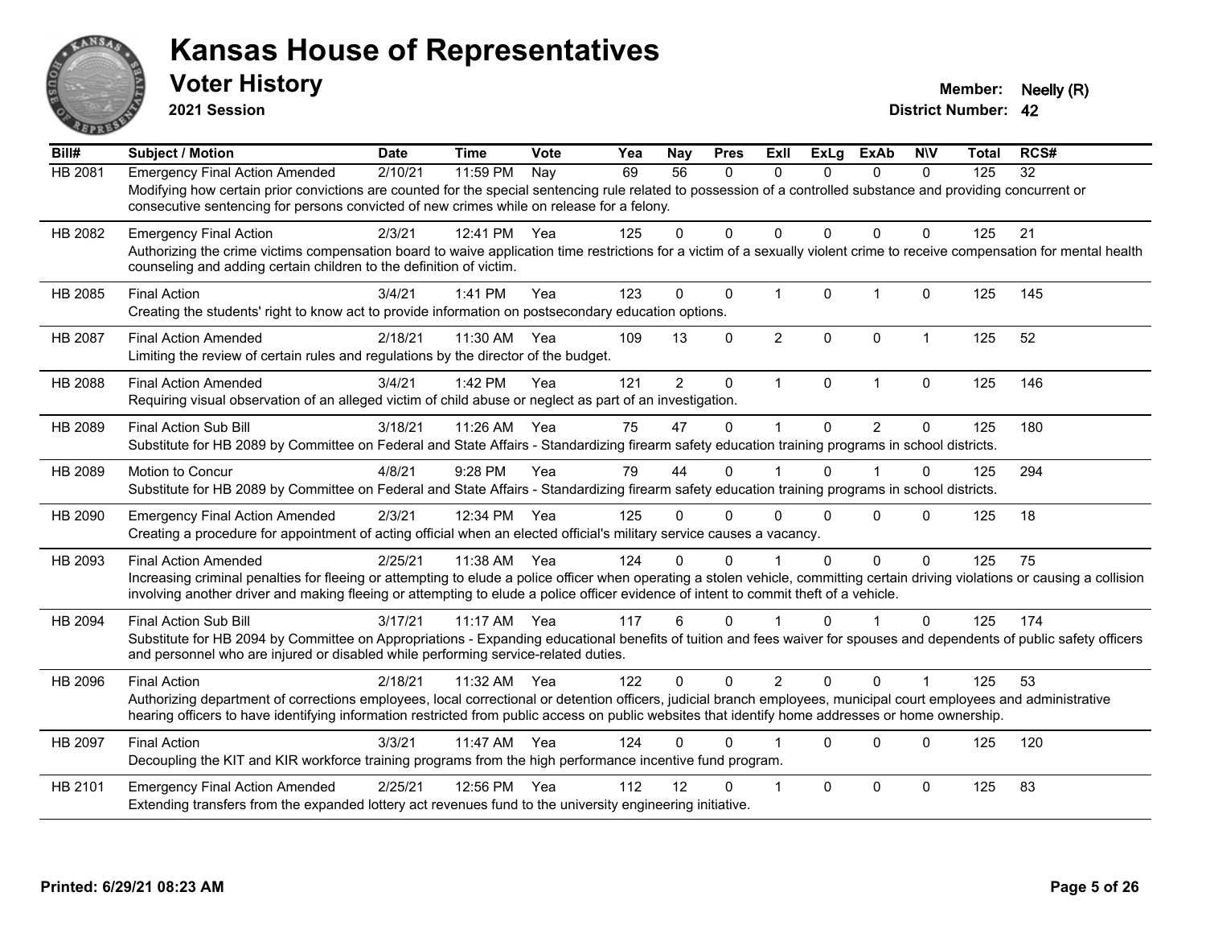# Kansas House of Representatives

## Voter History

**2021 Session**

**Member:** Neelly (R)
**District Number:** 42

| Bill# | Subject / Motion | Date | Time | Vote | Yea | Nay | Pres | ExII | ExLg | ExAb | N\V | Total | RCS# |
|---|---|---|---|---|---|---|---|---|---|---|---|---|---|
| HB 2081 | Emergency Final Action Amended | 2/10/21 | 11:59 PM | Nay | 69 | 56 | 0 | 0 | 0 | 0 | 0 | 125 | 32 |
| | Modifying how certain prior convictions are counted for the special sentencing rule related to possession of a controlled substance and providing concurrent or consecutive sentencing for persons convicted of new crimes while on release for a felony. | | | | | | | | | | | | |
| HB 2082 | Emergency Final Action | 2/3/21 | 12:41 PM | Yea | 125 | 0 | 0 | 0 | 0 | 0 | 0 | 125 | 21 |
| | Authorizing the crime victims compensation board to waive application time restrictions for a victim of a sexually violent crime to receive compensation for mental health counseling and adding certain children to the definition of victim. | | | | | | | | | | | | |
| HB 2085 | Final Action | 3/4/21 | 1:41 PM | Yea | 123 | 0 | 0 | 1 | 0 | 1 | 0 | 125 | 145 |
| | Creating the students' right to know act to provide information on postsecondary education options. | | | | | | | | | | | | |
| HB 2087 | Final Action Amended | 2/18/21 | 11:30 AM | Yea | 109 | 13 | 0 | 2 | 0 | 0 | 1 | 125 | 52 |
| | Limiting the review of certain rules and regulations by the director of the budget. | | | | | | | | | | | | |
| HB 2088 | Final Action Amended | 3/4/21 | 1:42 PM | Yea | 121 | 2 | 0 | 1 | 0 | 1 | 0 | 125 | 146 |
| | Requiring visual observation of an alleged victim of child abuse or neglect as part of an investigation. | | | | | | | | | | | | |
| HB 2089 | Final Action Sub Bill | 3/18/21 | 11:26 AM | Yea | 75 | 47 | 0 | 1 | 0 | 2 | 0 | 125 | 180 |
| | Substitute for HB 2089 by Committee on Federal and State Affairs - Standardizing firearm safety education training programs in school districts. | | | | | | | | | | | | |
| HB 2089 | Motion to Concur | 4/8/21 | 9:28 PM | Yea | 79 | 44 | 0 | 1 | 0 | 1 | 0 | 125 | 294 |
| | Substitute for HB 2089 by Committee on Federal and State Affairs - Standardizing firearm safety education training programs in school districts. | | | | | | | | | | | | |
| HB 2090 | Emergency Final Action Amended | 2/3/21 | 12:34 PM | Yea | 125 | 0 | 0 | 0 | 0 | 0 | 0 | 125 | 18 |
| | Creating a procedure for appointment of acting official when an elected official's military service causes a vacancy. | | | | | | | | | | | | |
| HB 2093 | Final Action Amended | 2/25/21 | 11:38 AM | Yea | 124 | 0 | 0 | 1 | 0 | 0 | 0 | 125 | 75 |
| | Increasing criminal penalties for fleeing or attempting to elude a police officer when operating a stolen vehicle, committing certain driving violations or causing a collision involving another driver and making fleeing or attempting to elude a police officer evidence of intent to commit theft of a vehicle. | | | | | | | | | | | | |
| HB 2094 | Final Action Sub Bill | 3/17/21 | 11:17 AM | Yea | 117 | 6 | 0 | 1 | 0 | 1 | 0 | 125 | 174 |
| | Substitute for HB 2094 by Committee on Appropriations - Expanding educational benefits of tuition and fees waiver for spouses and dependents of public safety officers and personnel who are injured or disabled while performing service-related duties. | | | | | | | | | | | | |
| HB 2096 | Final Action | 2/18/21 | 11:32 AM | Yea | 122 | 0 | 0 | 2 | 0 | 0 | 1 | 125 | 53 |
| | Authorizing department of corrections employees, local correctional or detention officers, judicial branch employees, municipal court employees and administrative hearing officers to have identifying information restricted from public access on public websites that identify home addresses or home ownership. | | | | | | | | | | | | |
| HB 2097 | Final Action | 3/3/21 | 11:47 AM | Yea | 124 | 0 | 0 | 1 | 0 | 0 | 0 | 125 | 120 |
| | Decoupling the KIT and KIR workforce training programs from the high performance incentive fund program. | | | | | | | | | | | | |
| HB 2101 | Emergency Final Action Amended | 2/25/21 | 12:56 PM | Yea | 112 | 12 | 0 | 1 | 0 | 0 | 0 | 125 | 83 |
| | Extending transfers from the expanded lottery act revenues fund to the university engineering initiative. | | | | | | | | | | | | |

**Printed: 6/29/21 08:23 AM**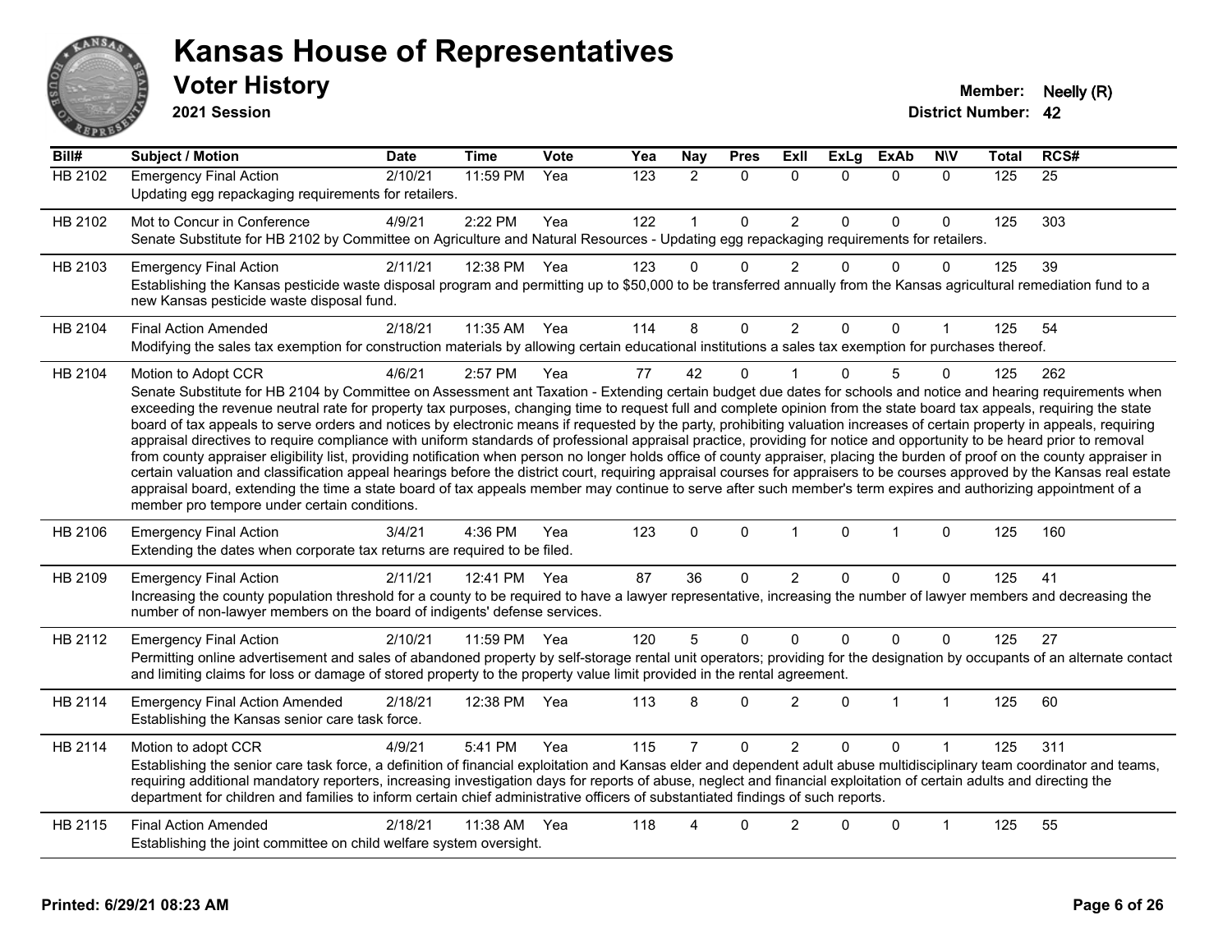# Kansas House of Representatives

## Voter History

**2021 Session**

**Member:** Neelly (R)

**District Number:** 42

| Bill# | Subject / Motion | Date | Time | Vote | Yea | Nay | Pres | ExII | ExLg | ExAb | N\V | Total | RCS# |
|---|---|---|---|---|---|---|---|---|---|---|---|---|---|
| HB 2102 | Emergency Final Action | 2/10/21 | 11:59 PM | Yea | 123 | 2 | 0 | 0 | 0 | 0 | 0 | 125 | 25 |
| | Updating egg repackaging requirements for retailers. | | | | | | | | | | | | |
| HB 2102 | Mot to Concur in Conference | 4/9/21 | 2:22 PM | Yea | 122 | 1 | 0 | 2 | 0 | 0 | 0 | 125 | 303 |
| | Senate Substitute for HB 2102 by Committee on Agriculture and Natural Resources - Updating egg repackaging requirements for retailers. | | | | | | | | | | | | |
| HB 2103 | Emergency Final Action | 2/11/21 | 12:38 PM | Yea | 123 | 0 | 0 | 2 | 0 | 0 | 0 | 125 | 39 |
| | Establishing the Kansas pesticide waste disposal program and permitting up to $50,000 to be transferred annually from the Kansas agricultural remediation fund to a new Kansas pesticide waste disposal fund. | | | | | | | | | | | | |
| HB 2104 | Final Action Amended | 2/18/21 | 11:35 AM | Yea | 114 | 8 | 0 | 2 | 0 | 0 | 1 | 125 | 54 |
| | Modifying the sales tax exemption for construction materials by allowing certain educational institutions a sales tax exemption for purchases thereof. | | | | | | | | | | | | |
| HB 2104 | Motion to Adopt CCR | 4/6/21 | 2:57 PM | Yea | 77 | 42 | 0 | 1 | 0 | 5 | 0 | 125 | 262 |
| | Senate Substitute for HB 2104 by Committee on Assessment ant Taxation - Extending certain budget due dates for schools and notice and hearing requirements when exceeding the revenue neutral rate for property tax purposes, changing time to request full and complete opinion from the state board tax appeals, requiring the state board of tax appeals to serve orders and notices by electronic means if requested by the party, prohibiting valuation increases of certain property in appeals, requiring appraisal directives to require compliance with uniform standards of professional appraisal practice, providing for notice and opportunity to be heard prior to removal from county appraiser eligibility list, providing notification when person no longer holds office of county appraiser, placing the burden of proof on the county appraiser in certain valuation and classification appeal hearings before the district court, requiring appraisal courses for appraisers to be courses approved by the Kansas real estate appraisal board, extending the time a state board of tax appeals member may continue to serve after such member's term expires and authorizing appointment of a member pro tempore under certain conditions. | | | | | | | | | | | | |
| HB 2106 | Emergency Final Action | 3/4/21 | 4:36 PM | Yea | 123 | 0 | 0 | 1 | 0 | 1 | 0 | 125 | 160 |
| | Extending the dates when corporate tax returns are required to be filed. | | | | | | | | | | | | |
| HB 2109 | Emergency Final Action | 2/11/21 | 12:41 PM | Yea | 87 | 36 | 0 | 2 | 0 | 0 | 0 | 125 | 41 |
| | Increasing the county population threshold for a county to be required to have a lawyer representative, increasing the number of lawyer members and decreasing the number of non-lawyer members on the board of indigents' defense services. | | | | | | | | | | | | |
| HB 2112 | Emergency Final Action | 2/10/21 | 11:59 PM | Yea | 120 | 5 | 0 | 0 | 0 | 0 | 0 | 125 | 27 |
| | Permitting online advertisement and sales of abandoned property by self-storage rental unit operators; providing for the designation by occupants of an alternate contact and limiting claims for loss or damage of stored property to the property value limit provided in the rental agreement. | | | | | | | | | | | | |
| HB 2114 | Emergency Final Action Amended | 2/18/21 | 12:38 PM | Yea | 113 | 8 | 0 | 2 | 0 | 1 | 1 | 125 | 60 |
| | Establishing the Kansas senior care task force. | | | | | | | | | | | | |
| HB 2114 | Motion to adopt CCR | 4/9/21 | 5:41 PM | Yea | 115 | 7 | 0 | 2 | 0 | 0 | 1 | 125 | 311 |
| | Establishing the senior care task force, a definition of financial exploitation and Kansas elder and dependent adult abuse multidisciplinary team coordinator and teams, requiring additional mandatory reporters, increasing investigation days for reports of abuse, neglect and financial exploitation of certain adults and directing the department for children and families to inform certain chief administrative officers of substantiated findings of such reports. | | | | | | | | | | | | |
| HB 2115 | Final Action Amended | 2/18/21 | 11:38 AM | Yea | 118 | 4 | 0 | 2 | 0 | 0 | 1 | 125 | 55 |
| | Establishing the joint committee on child welfare system oversight. | | | | | | | | | | | | |

**Printed: 6/29/21 08:23 AM**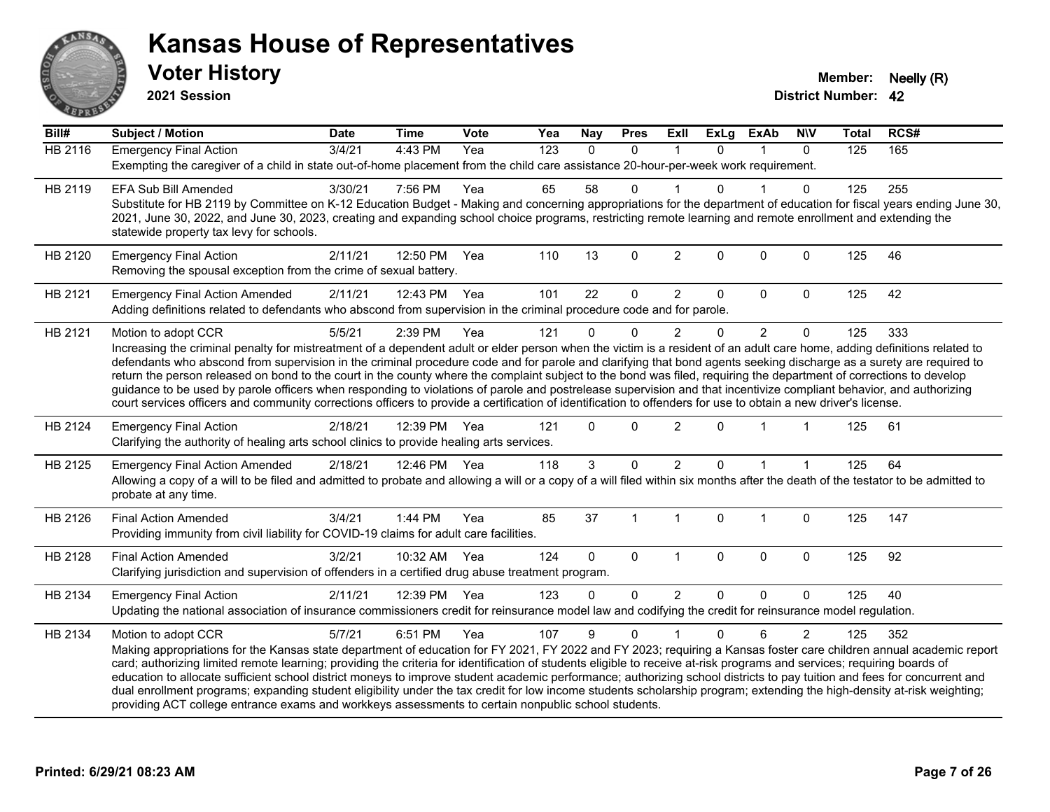# Kansas House of Representatives

## Voter History

**2021 Session**

**Member:** Neelly (R)
**District Number:** 42

| Bill# | Subject / Motion | Date | Time | Vote | Yea | Nay | Pres | ExII | ExLg | ExAb | N\V | Total | RCS# |
|---|---|---|---|---|---|---|---|---|---|---|---|---|---|
| HB 2116 | Emergency Final Action | 3/4/21 | 4:43 PM | Yea | 123 | 0 | 0 | 1 | 0 | 1 | 0 | 125 | 165 |
| | Exempting the caregiver of a child in state out-of-home placement from the child care assistance 20-hour-per-week work requirement. | | | | | | | | | | | | |
| HB 2119 | EFA Sub Bill Amended | 3/30/21 | 7:56 PM | Yea | 65 | 58 | 0 | 1 | 0 | 1 | 0 | 125 | 255 |
| | Substitute for HB 2119 by Committee on K-12 Education Budget - Making and concerning appropriations for the department of education for fiscal years ending June 30, 2021, June 30, 2022, and June 30, 2023, creating and expanding school choice programs, restricting remote learning and remote enrollment and extending the statewide property tax levy for schools. | | | | | | | | | | | | |
| HB 2120 | Emergency Final Action | 2/11/21 | 12:50 PM | Yea | 110 | 13 | 0 | 2 | 0 | 0 | 0 | 125 | 46 |
| | Removing the spousal exception from the crime of sexual battery. | | | | | | | | | | | | |
| HB 2121 | Emergency Final Action Amended | 2/11/21 | 12:43 PM | Yea | 101 | 22 | 0 | 2 | 0 | 0 | 0 | 125 | 42 |
| | Adding definitions related to defendants who abscond from supervision in the criminal procedure code and for parole. | | | | | | | | | | | | |
| HB 2121 | Motion to adopt CCR | 5/5/21 | 2:39 PM | Yea | 121 | 0 | 0 | 2 | 0 | 2 | 0 | 125 | 333 |
| | Increasing the criminal penalty for mistreatment of a dependent adult or elder person when the victim is a resident of an adult care home, adding definitions related to defendants who abscond from supervision in the criminal procedure code and for parole and clarifying that bond agents seeking discharge as a surety are required to return the person released on bond to the court in the county where the complaint subject to the bond was filed, requiring the department of corrections to develop guidance to be used by parole officers when responding to violations of parole and postrelease supervision and that incentivize compliant behavior, and authorizing court services officers and community corrections officers to provide a certification of identification to offenders for use to obtain a new driver's license. | | | | | | | | | | | | |
| HB 2124 | Emergency Final Action | 2/18/21 | 12:39 PM | Yea | 121 | 0 | 0 | 2 | 0 | 1 | 1 | 125 | 61 |
| | Clarifying the authority of healing arts school clinics to provide healing arts services. | | | | | | | | | | | | |
| HB 2125 | Emergency Final Action Amended | 2/18/21 | 12:46 PM | Yea | 118 | 3 | 0 | 2 | 0 | 1 | 1 | 125 | 64 |
| | Allowing a copy of a will to be filed and admitted to probate and allowing a will or a copy of a will filed within six months after the death of the testator to be admitted to probate at any time. | | | | | | | | | | | | |
| HB 2126 | Final Action Amended | 3/4/21 | 1:44 PM | Yea | 85 | 37 | 1 | 1 | 0 | 1 | 0 | 125 | 147 |
| | Providing immunity from civil liability for COVID-19 claims for adult care facilities. | | | | | | | | | | | | |
| HB 2128 | Final Action Amended | 3/2/21 | 10:32 AM | Yea | 124 | 0 | 0 | 1 | 0 | 0 | 0 | 125 | 92 |
| | Clarifying jurisdiction and supervision of offenders in a certified drug abuse treatment program. | | | | | | | | | | | | |
| HB 2134 | Emergency Final Action | 2/11/21 | 12:39 PM | Yea | 123 | 0 | 0 | 2 | 0 | 0 | 0 | 125 | 40 |
| | Updating the national association of insurance commissioners credit for reinsurance model law and codifying the credit for reinsurance model regulation. | | | | | | | | | | | | |
| HB 2134 | Motion to adopt CCR | 5/7/21 | 6:51 PM | Yea | 107 | 9 | 0 | 1 | 0 | 6 | 2 | 125 | 352 |
| | Making appropriations for the Kansas state department of education for FY 2021, FY 2022 and FY 2023; requiring a Kansas foster care children annual academic report card; authorizing limited remote learning; providing the criteria for identification of students eligible to receive at-risk programs and services; requiring boards of education to allocate sufficient school district moneys to improve student academic performance; authorizing school districts to pay tuition and fees for concurrent and dual enrollment programs; expanding student eligibility under the tax credit for low income students scholarship program; extending the high-density at-risk weighting; providing ACT college entrance exams and workkeys assessments to certain nonpublic school students. | | | | | | | | | | | | |

**Printed: 6/29/21 08:23 AM**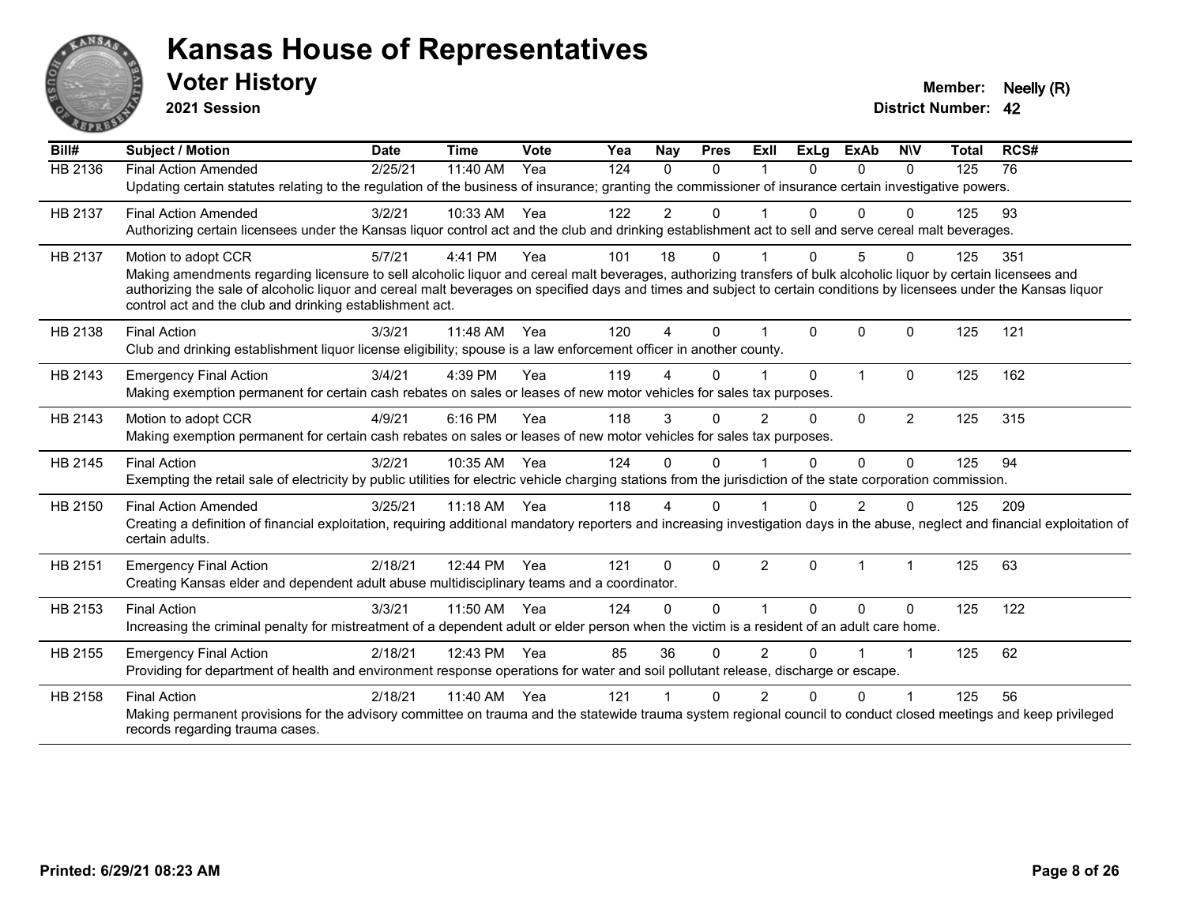# Kansas House of Representatives

## Voter History

**2021 Session**

**Member:** Neelly (R)
**District Number:** 42

| Bill# | Subject / Motion | Date | Time | Vote | Yea | Nay | Pres | ExII | ExLg | ExAb | N\V | Total | RCS# |
|---|---|---|---|---|---|---|---|---|---|---|---|---|---|
| HB 2136 | Final Action Amended | 2/25/21 | 11:40 AM | Yea | 124 | 0 | 0 | 1 | 0 | 0 | 0 | 125 | 76 |
| | Updating certain statutes relating to the regulation of the business of insurance; granting the commissioner of insurance certain investigative powers. | | | | | | | | | | | | |
| HB 2137 | Final Action Amended | 3/2/21 | 10:33 AM | Yea | 122 | 2 | 0 | 1 | 0 | 0 | 0 | 125 | 93 |
| | Authorizing certain licensees under the Kansas liquor control act and the club and drinking establishment act to sell and serve cereal malt beverages. | | | | | | | | | | | | |
| HB 2137 | Motion to adopt CCR | 5/7/21 | 4:41 PM | Yea | 101 | 18 | 0 | 1 | 0 | 5 | 0 | 125 | 351 |
| | Making amendments regarding licensure to sell alcoholic liquor and cereal malt beverages, authorizing transfers of bulk alcoholic liquor by certain licensees and authorizing the sale of alcoholic liquor and cereal malt beverages on specified days and times and subject to certain conditions by licensees under the Kansas liquor control act and the club and drinking establishment act. | | | | | | | | | | | | |
| HB 2138 | Final Action | 3/3/21 | 11:48 AM | Yea | 120 | 4 | 0 | 1 | 0 | 0 | 0 | 125 | 121 |
| | Club and drinking establishment liquor license eligibility; spouse is a law enforcement officer in another county. | | | | | | | | | | | | |
| HB 2143 | Emergency Final Action | 3/4/21 | 4:39 PM | Yea | 119 | 4 | 0 | 1 | 0 | 1 | 0 | 125 | 162 |
| | Making exemption permanent for certain cash rebates on sales or leases of new motor vehicles for sales tax purposes. | | | | | | | | | | | | |
| HB 2143 | Motion to adopt CCR | 4/9/21 | 6:16 PM | Yea | 118 | 3 | 0 | 2 | 0 | 0 | 2 | 125 | 315 |
| | Making exemption permanent for certain cash rebates on sales or leases of new motor vehicles for sales tax purposes. | | | | | | | | | | | | |
| HB 2145 | Final Action | 3/2/21 | 10:35 AM | Yea | 124 | 0 | 0 | 1 | 0 | 0 | 0 | 125 | 94 |
| | Exempting the retail sale of electricity by public utilities for electric vehicle charging stations from the jurisdiction of the state corporation commission. | | | | | | | | | | | | |
| HB 2150 | Final Action Amended | 3/25/21 | 11:18 AM | Yea | 118 | 4 | 0 | 1 | 0 | 2 | 0 | 125 | 209 |
| | Creating a definition of financial exploitation, requiring additional mandatory reporters and increasing investigation days in the abuse, neglect and financial exploitation of certain adults. | | | | | | | | | | | | |
| HB 2151 | Emergency Final Action | 2/18/21 | 12:44 PM | Yea | 121 | 0 | 0 | 2 | 0 | 1 | 1 | 125 | 63 |
| | Creating Kansas elder and dependent adult abuse multidisciplinary teams and a coordinator. | | | | | | | | | | | | |
| HB 2153 | Final Action | 3/3/21 | 11:50 AM | Yea | 124 | 0 | 0 | 1 | 0 | 0 | 0 | 125 | 122 |
| | Increasing the criminal penalty for mistreatment of a dependent adult or elder person when the victim is a resident of an adult care home. | | | | | | | | | | | | |
| HB 2155 | Emergency Final Action | 2/18/21 | 12:43 PM | Yea | 85 | 36 | 0 | 2 | 0 | 1 | 1 | 125 | 62 |
| | Providing for department of health and environment response operations for water and soil pollutant release, discharge or escape. | | | | | | | | | | | | |
| HB 2158 | Final Action | 2/18/21 | 11:40 AM | Yea | 121 | 1 | 0 | 2 | 0 | 0 | 1 | 125 | 56 |
| | Making permanent provisions for the advisory committee on trauma and the statewide trauma system regional council to conduct closed meetings and keep privileged records regarding trauma cases. | | | | | | | | | | | | |

**Printed: 6/29/21 08:23 AM**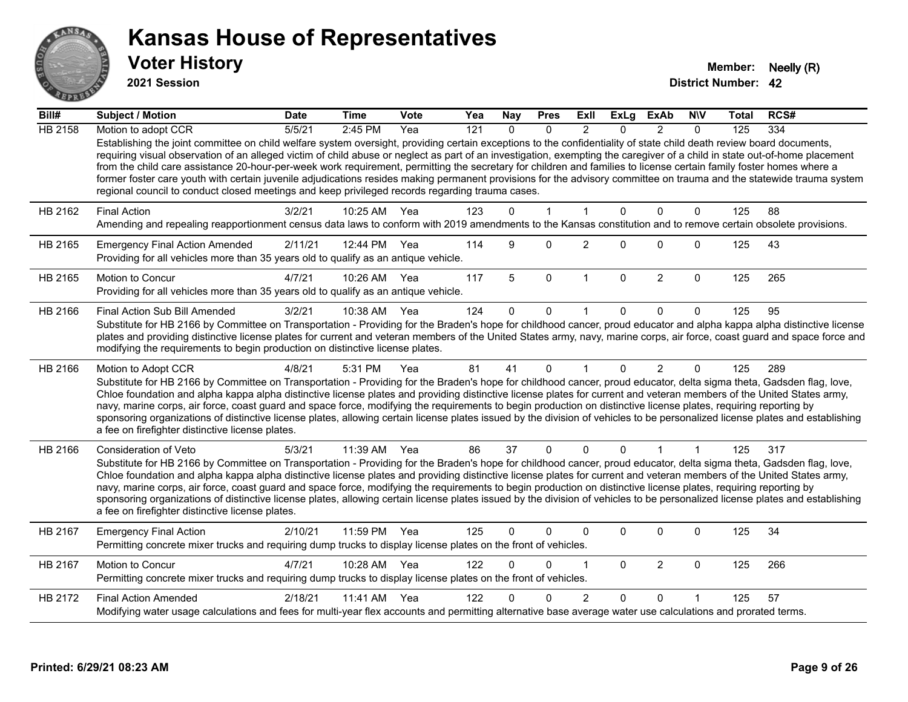# Kansas House of Representatives

## Voter History

**2021 Session**

**Member:** Neelly (R)

**District Number:** 42

| Bill# | Subject / Motion | Date | Time | Vote | Yea | Nay | Pres | ExII | ExLg | ExAb | N\V | Total | RCS# |
|---|---|---|---|---|---|---|---|---|---|---|---|---|---|
| HB 2158 | Motion to adopt CCR | 5/5/21 | 2:45 PM | Yea | 121 | 0 | 0 | 2 | 0 | 2 | 0 | 125 | 334 |
| | Establishing the joint committee on child welfare system oversight, providing certain exceptions to the confidentiality of state child death review board documents, requiring visual observation of an alleged victim of child abuse or neglect as part of an investigation, exempting the caregiver of a child in state out-of-home placement from the child care assistance 20-hour-per-week work requirement, permitting the secretary for children and families to license certain family foster homes where a former foster care youth with certain juvenile adjudications resides making permanent provisions for the advisory committee on trauma and the statewide trauma system regional council to conduct closed meetings and keep privileged records regarding trauma cases. | | | | | | | | | | | | |
| HB 2162 | Final Action | 3/2/21 | 10:25 AM | Yea | 123 | 0 | 1 | 1 | 0 | 0 | 0 | 125 | 88 |
| | Amending and repealing reapportionment census data laws to conform with 2019 amendments to the Kansas constitution and to remove certain obsolete provisions. | | | | | | | | | | | | |
| HB 2165 | Emergency Final Action Amended | 2/11/21 | 12:44 PM | Yea | 114 | 9 | 0 | 2 | 0 | 0 | 0 | 125 | 43 |
| | Providing for all vehicles more than 35 years old to qualify as an antique vehicle. | | | | | | | | | | | | |
| HB 2165 | Motion to Concur | 4/7/21 | 10:26 AM | Yea | 117 | 5 | 0 | 1 | 0 | 2 | 0 | 125 | 265 |
| | Providing for all vehicles more than 35 years old to qualify as an antique vehicle. | | | | | | | | | | | | |
| HB 2166 | Final Action Sub Bill Amended | 3/2/21 | 10:38 AM | Yea | 124 | 0 | 0 | 1 | 0 | 0 | 0 | 125 | 95 |
| | Substitute for HB 2166 by Committee on Transportation - Providing for the Braden's hope for childhood cancer, proud educator and alpha kappa alpha distinctive license plates and providing distinctive license plates for current and veteran members of the United States army, navy, marine corps, air force, coast guard and space force and modifying the requirements to begin production on distinctive license plates. | | | | | | | | | | | | |
| HB 2166 | Motion to Adopt CCR | 4/8/21 | 5:31 PM | Yea | 81 | 41 | 0 | 1 | 0 | 2 | 0 | 125 | 289 |
| | Substitute for HB 2166 by Committee on Transportation - Providing for the Braden's hope for childhood cancer, proud educator, delta sigma theta, Gadsden flag, love, Chloe foundation and alpha kappa alpha distinctive license plates and providing distinctive license plates for current and veteran members of the United States army, navy, marine corps, air force, coast guard and space force, modifying the requirements to begin production on distinctive license plates, requiring reporting by sponsoring organizations of distinctive license plates, allowing certain license plates issued by the division of vehicles to be personalized license plates and establishing a fee on firefighter distinctive license plates. | | | | | | | | | | | | |
| HB 2166 | Consideration of Veto | 5/3/21 | 11:39 AM | Yea | 86 | 37 | 0 | 0 | 0 | 1 | 1 | 125 | 317 |
| | Substitute for HB 2166 by Committee on Transportation - Providing for the Braden's hope for childhood cancer, proud educator, delta sigma theta, Gadsden flag, love, Chloe foundation and alpha kappa alpha distinctive license plates and providing distinctive license plates for current and veteran members of the United States army, navy, marine corps, air force, coast guard and space force, modifying the requirements to begin production on distinctive license plates, requiring reporting by sponsoring organizations of distinctive license plates, allowing certain license plates issued by the division of vehicles to be personalized license plates and establishing a fee on firefighter distinctive license plates. | | | | | | | | | | | | |
| HB 2167 | Emergency Final Action | 2/10/21 | 11:59 PM | Yea | 125 | 0 | 0 | 0 | 0 | 0 | 0 | 125 | 34 |
| | Permitting concrete mixer trucks and requiring dump trucks to display license plates on the front of vehicles. | | | | | | | | | | | | |
| HB 2167 | Motion to Concur | 4/7/21 | 10:28 AM | Yea | 122 | 0 | 0 | 1 | 0 | 2 | 0 | 125 | 266 |
| | Permitting concrete mixer trucks and requiring dump trucks to display license plates on the front of vehicles. | | | | | | | | | | | | |
| HB 2172 | Final Action Amended | 2/18/21 | 11:41 AM | Yea | 122 | 0 | 0 | 2 | 0 | 0 | 1 | 125 | 57 |
| | Modifying water usage calculations and fees for multi-year flex accounts and permitting alternative base average water use calculations and prorated terms. | | | | | | | | | | | | |

**Printed: 6/29/21 08:23 AM**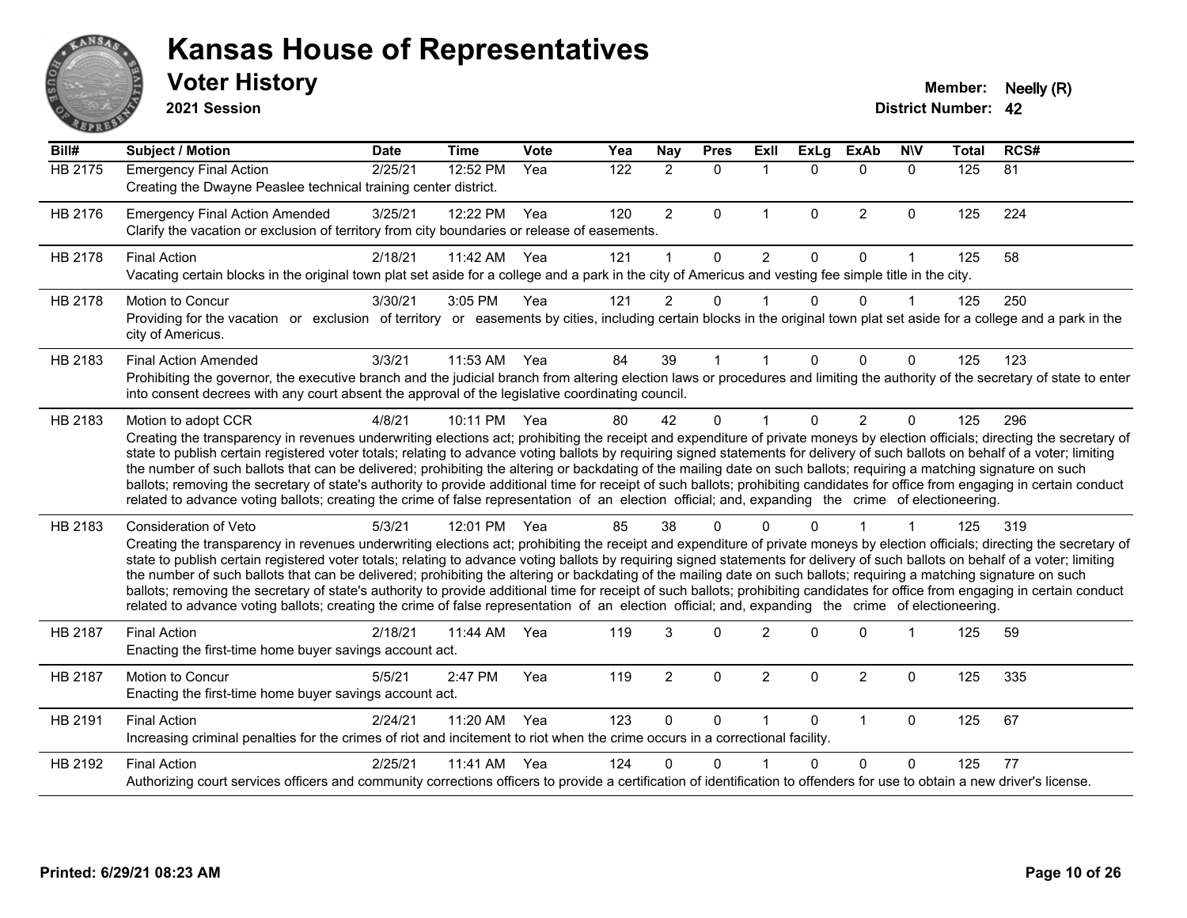# Kansas House of Representatives

## Voter History

**2021 Session**

**Member:** Neelly (R)
**District Number:** 42

| Bill# | Subject / Motion | Date | Time | Vote | Yea | Nay | Pres | ExII | ExLg | ExAb | N\V | Total | RCS# |
|---|---|---|---|---|---|---|---|---|---|---|---|---|---|
| HB 2175 | Emergency Final Action | 2/25/21 | 12:52 PM | Yea | 122 | 2 | 0 | 1 | 0 | 0 | 0 | 125 | 81 |
| | Creating the Dwayne Peaslee technical training center district. | | | | | | | | | | | | |
| HB 2176 | Emergency Final Action Amended | 3/25/21 | 12:22 PM | Yea | 120 | 2 | 0 | 1 | 0 | 2 | 0 | 125 | 224 |
| | Clarify the vacation or exclusion of territory from city boundaries or release of easements. | | | | | | | | | | | | |
| HB 2178 | Final Action | 2/18/21 | 11:42 AM | Yea | 121 | 1 | 0 | 2 | 0 | 0 | 1 | 125 | 58 |
| | Vacating certain blocks in the original town plat set aside for a college and a park in the city of Americus and vesting fee simple title in the city. | | | | | | | | | | | | |
| HB 2178 | Motion to Concur | 3/30/21 | 3:05 PM | Yea | 121 | 2 | 0 | 1 | 0 | 0 | 1 | 125 | 250 |
| | Providing for the vacation or exclusion of territory or easements by cities, including certain blocks in the original town plat set aside for a college and a park in the city of Americus. | | | | | | | | | | | | |
| HB 2183 | Final Action Amended | 3/3/21 | 11:53 AM | Yea | 84 | 39 | 1 | 1 | 0 | 0 | 0 | 125 | 123 |
| | Prohibiting the governor, the executive branch and the judicial branch from altering election laws or procedures and limiting the authority of the secretary of state to enter into consent decrees with any court absent the approval of the legislative coordinating council. | | | | | | | | | | | | |
| HB 2183 | Motion to adopt CCR | 4/8/21 | 10:11 PM | Yea | 80 | 42 | 0 | 1 | 0 | 2 | 0 | 125 | 296 |
| | Creating the transparency in revenues underwriting elections act; prohibiting the receipt and expenditure of private moneys by election officials; directing the secretary of state to publish certain registered voter totals; relating to advance voting ballots by requiring signed statements for delivery of such ballots on behalf of a voter; limiting the number of such ballots that can be delivered; prohibiting the altering or backdating of the mailing date on such ballots; requiring a matching signature on such ballots; removing the secretary of state's authority to provide additional time for receipt of such ballots; prohibiting candidates for office from engaging in certain conduct related to advance voting ballots; creating the crime of false representation of an election official; and, expanding the crime of electioneering. | | | | | | | | | | | | |
| HB 2183 | Consideration of Veto | 5/3/21 | 12:01 PM | Yea | 85 | 38 | 0 | 0 | 0 | 1 | 1 | 125 | 319 |
| | Creating the transparency in revenues underwriting elections act; prohibiting the receipt and expenditure of private moneys by election officials; directing the secretary of state to publish certain registered voter totals; relating to advance voting ballots by requiring signed statements for delivery of such ballots on behalf of a voter; limiting the number of such ballots that can be delivered; prohibiting the altering or backdating of the mailing date on such ballots; requiring a matching signature on such ballots; removing the secretary of state's authority to provide additional time for receipt of such ballots; prohibiting candidates for office from engaging in certain conduct related to advance voting ballots; creating the crime of false representation of an election official; and, expanding the crime of electioneering. | | | | | | | | | | | | |
| HB 2187 | Final Action | 2/18/21 | 11:44 AM | Yea | 119 | 3 | 0 | 2 | 0 | 0 | 1 | 125 | 59 |
| | Enacting the first-time home buyer savings account act. | | | | | | | | | | | | |
| HB 2187 | Motion to Concur | 5/5/21 | 2:47 PM | Yea | 119 | 2 | 0 | 2 | 0 | 2 | 0 | 125 | 335 |
| | Enacting the first-time home buyer savings account act. | | | | | | | | | | | | |
| HB 2191 | Final Action | 2/24/21 | 11:20 AM | Yea | 123 | 0 | 0 | 1 | 0 | 1 | 0 | 125 | 67 |
| | Increasing criminal penalties for the crimes of riot and incitement to riot when the crime occurs in a correctional facility. | | | | | | | | | | | | |
| HB 2192 | Final Action | 2/25/21 | 11:41 AM | Yea | 124 | 0 | 0 | 1 | 0 | 0 | 0 | 125 | 77 |
| | Authorizing court services officers and community corrections officers to provide a certification of identification to offenders for use to obtain a new driver's license. | | | | | | | | | | | | |

**Printed: 6/29/21 08:23 AM**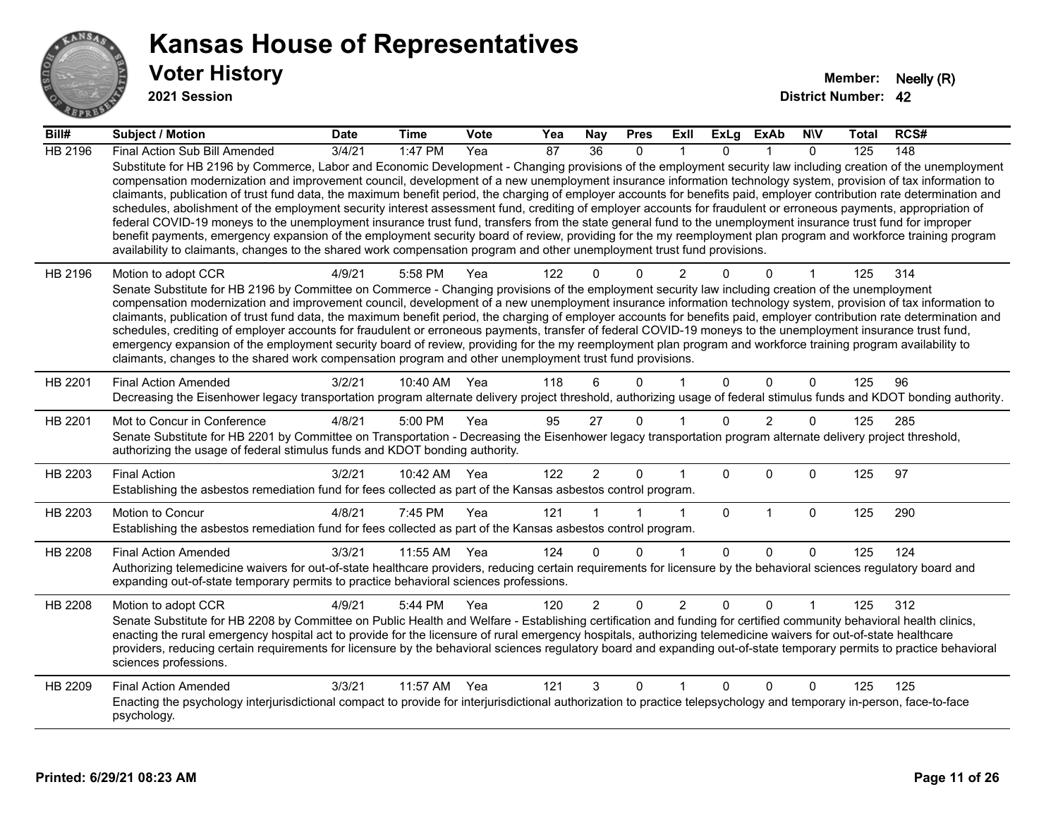# Kansas House of Representatives

## Voter History

**2021 Session**

**Member:** Neelly (R)
**District Number:** 42

| Bill# | Subject / Motion | Date | Time | Vote | Yea | Nay | Pres | ExII | ExLg | ExAb | N\V | Total | RCS# |
|---|---|---|---|---|---|---|---|---|---|---|---|---|---|
| HB 2196 | Final Action Sub Bill Amended | 3/4/21 | 1:47 PM | Yea | 87 | 36 | 0 | 1 | 0 | 1 | 0 | 125 | 148 |
| | Substitute for HB 2196 by Commerce, Labor and Economic Development - Changing provisions of the employment security law including creation of the unemployment compensation modernization and improvement council, development of a new unemployment insurance information technology system, provision of tax information to claimants, publication of trust fund data, the maximum benefit period, the charging of employer accounts for benefits paid, employer contribution rate determination and schedules, abolishment of the employment security interest assessment fund, crediting of employer accounts for fraudulent or erroneous payments, appropriation of federal COVID-19 moneys to the unemployment insurance trust fund, transfers from the state general fund to the unemployment insurance trust fund for improper benefit payments, emergency expansion of the employment security board of review, providing for the my reemployment plan program and workforce training program availability to claimants, changes to the shared work compensation program and other unemployment trust fund provisions. | | | | | | | | | | | | |
| HB 2196 | Motion to adopt CCR | 4/9/21 | 5:58 PM | Yea | 122 | 0 | 0 | 2 | 0 | 0 | 1 | 125 | 314 |
| | Senate Substitute for HB 2196 by Committee on Commerce - Changing provisions of the employment security law including creation of the unemployment compensation modernization and improvement council, development of a new unemployment insurance information technology system, provision of tax information to claimants, publication of trust fund data, the maximum benefit period, the charging of employer accounts for benefits paid, employer contribution rate determination and schedules, crediting of employer accounts for fraudulent or erroneous payments, transfer of federal COVID-19 moneys to the unemployment insurance trust fund, emergency expansion of the employment security board of review, providing for the my reemployment plan program and workforce training program availability to claimants, changes to the shared work compensation program and other unemployment trust fund provisions. | | | | | | | | | | | | |
| HB 2201 | Final Action Amended | 3/2/21 | 10:40 AM | Yea | 118 | 6 | 0 | 1 | 0 | 0 | 0 | 125 | 96 |
| | Decreasing the Eisenhower legacy transportation program alternate delivery project threshold, authorizing usage of federal stimulus funds and KDOT bonding authority. | | | | | | | | | | | | |
| HB 2201 | Mot to Concur in Conference | 4/8/21 | 5:00 PM | Yea | 95 | 27 | 0 | 1 | 0 | 2 | 0 | 125 | 285 |
| | Senate Substitute for HB 2201 by Committee on Transportation - Decreasing the Eisenhower legacy transportation program alternate delivery project threshold, authorizing the usage of federal stimulus funds and KDOT bonding authority. | | | | | | | | | | | | |
| HB 2203 | Final Action | 3/2/21 | 10:42 AM | Yea | 122 | 2 | 0 | 1 | 0 | 0 | 0 | 125 | 97 |
| | Establishing the asbestos remediation fund for fees collected as part of the Kansas asbestos control program. | | | | | | | | | | | | |
| HB 2203 | Motion to Concur | 4/8/21 | 7:45 PM | Yea | 121 | 1 | 1 | 1 | 0 | 1 | 0 | 125 | 290 |
| | Establishing the asbestos remediation fund for fees collected as part of the Kansas asbestos control program. | | | | | | | | | | | | |
| HB 2208 | Final Action Amended | 3/3/21 | 11:55 AM | Yea | 124 | 0 | 0 | 1 | 0 | 0 | 0 | 125 | 124 |
| | Authorizing telemedicine waivers for out-of-state healthcare providers, reducing certain requirements for licensure by the behavioral sciences regulatory board and expanding out-of-state temporary permits to practice behavioral sciences professions. | | | | | | | | | | | | |
| HB 2208 | Motion to adopt CCR | 4/9/21 | 5:44 PM | Yea | 120 | 2 | 0 | 2 | 0 | 0 | 1 | 125 | 312 |
| | Senate Substitute for HB 2208 by Committee on Public Health and Welfare - Establishing certification and funding for certified community behavioral health clinics, enacting the rural emergency hospital act to provide for the licensure of rural emergency hospitals, authorizing telemedicine waivers for out-of-state healthcare providers, reducing certain requirements for licensure by the behavioral sciences regulatory board and expanding out-of-state temporary permits to practice behavioral sciences professions. | | | | | | | | | | | | |
| HB 2209 | Final Action Amended | 3/3/21 | 11:57 AM | Yea | 121 | 3 | 0 | 1 | 0 | 0 | 0 | 125 | 125 |
| | Enacting the psychology interjurisdictional compact to provide for interjurisdictional authorization to practice telepsychology and temporary in-person, face-to-face psychology. | | | | | | | | | | | | |

**Printed: 6/29/21 08:23 AM**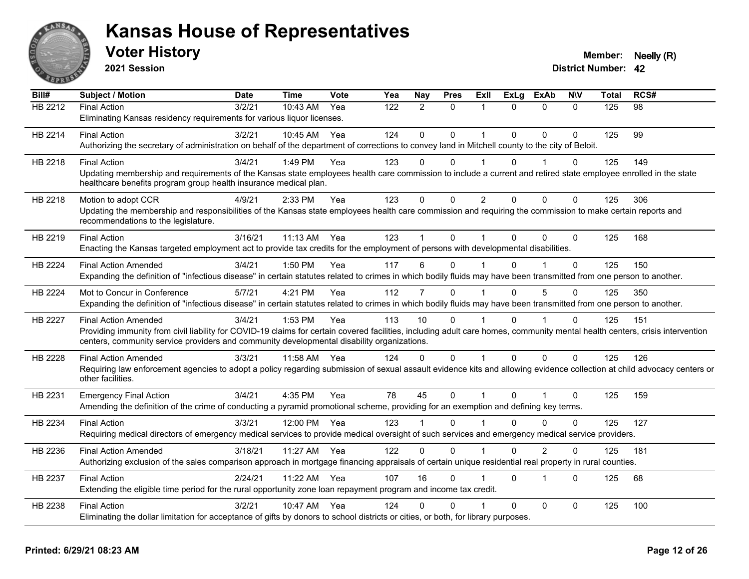# Kansas House of Representatives

## Voter History

**2021 Session**

**Member:** Neelly (R)

**District Number:** 42

| Bill# | Subject / Motion | Date | Time | Vote | Yea | Nay | Pres | ExII | ExLg | ExAb | N\V | Total | RCS# |
|---|---|---|---|---|---|---|---|---|---|---|---|---|---|
| HB 2212 | Final Action | 3/2/21 | 10:43 AM | Yea | 122 | 2 | 0 | 1 | 0 | 0 | 0 | 125 | 98 |
| | Eliminating Kansas residency requirements for various liquor licenses. | | | | | | | | | | | | |
| HB 2214 | Final Action | 3/2/21 | 10:45 AM | Yea | 124 | 0 | 0 | 1 | 0 | 0 | 0 | 125 | 99 |
| | Authorizing the secretary of administration on behalf of the department of corrections to convey land in Mitchell county to the city of Beloit. | | | | | | | | | | | | |
| HB 2218 | Final Action | 3/4/21 | 1:49 PM | Yea | 123 | 0 | 0 | 1 | 0 | 1 | 0 | 125 | 149 |
| | Updating membership and requirements of the Kansas state employees health care commission to include a current and retired state employee enrolled in the state healthcare benefits program group health insurance medical plan. | | | | | | | | | | | | |
| HB 2218 | Motion to adopt CCR | 4/9/21 | 2:33 PM | Yea | 123 | 0 | 0 | 2 | 0 | 0 | 0 | 125 | 306 |
| | Updating the membership and responsibilities of the Kansas state employees health care commission and requiring the commission to make certain reports and recommendations to the legislature. | | | | | | | | | | | | |
| HB 2219 | Final Action | 3/16/21 | 11:13 AM | Yea | 123 | 1 | 0 | 1 | 0 | 0 | 0 | 125 | 168 |
| | Enacting the Kansas targeted employment act to provide tax credits for the employment of persons with developmental disabilities. | | | | | | | | | | | | |
| HB 2224 | Final Action Amended | 3/4/21 | 1:50 PM | Yea | 117 | 6 | 0 | 1 | 0 | 1 | 0 | 125 | 150 |
| | Expanding the definition of "infectious disease" in certain statutes related to crimes in which bodily fluids may have been transmitted from one person to another. | | | | | | | | | | | | |
| HB 2224 | Mot to Concur in Conference | 5/7/21 | 4:21 PM | Yea | 112 | 7 | 0 | 1 | 0 | 5 | 0 | 125 | 350 |
| | Expanding the definition of "infectious disease" in certain statutes related to crimes in which bodily fluids may have been transmitted from one person to another. | | | | | | | | | | | | |
| HB 2227 | Final Action Amended | 3/4/21 | 1:53 PM | Yea | 113 | 10 | 0 | 1 | 0 | 1 | 0 | 125 | 151 |
| | Providing immunity from civil liability for COVID-19 claims for certain covered facilities, including adult care homes, community mental health centers, crisis intervention centers, community service providers and community developmental disability organizations. | | | | | | | | | | | | |
| HB 2228 | Final Action Amended | 3/3/21 | 11:58 AM | Yea | 124 | 0 | 0 | 1 | 0 | 0 | 0 | 125 | 126 |
| | Requiring law enforcement agencies to adopt a policy regarding submission of sexual assault evidence kits and allowing evidence collection at child advocacy centers or other facilities. | | | | | | | | | | | | |
| HB 2231 | Emergency Final Action | 3/4/21 | 4:35 PM | Yea | 78 | 45 | 0 | 1 | 0 | 1 | 0 | 125 | 159 |
| | Amending the definition of the crime of conducting a pyramid promotional scheme, providing for an exemption and defining key terms. | | | | | | | | | | | | |
| HB 2234 | Final Action | 3/3/21 | 12:00 PM | Yea | 123 | 1 | 0 | 1 | 0 | 0 | 0 | 125 | 127 |
| | Requiring medical directors of emergency medical services to provide medical oversight of such services and emergency medical service providers. | | | | | | | | | | | | |
| HB 2236 | Final Action Amended | 3/18/21 | 11:27 AM | Yea | 122 | 0 | 0 | 1 | 0 | 2 | 0 | 125 | 181 |
| | Authorizing exclusion of the sales comparison approach in mortgage financing appraisals of certain unique residential real property in rural counties. | | | | | | | | | | | | |
| HB 2237 | Final Action | 2/24/21 | 11:22 AM | Yea | 107 | 16 | 0 | 1 | 0 | 1 | 0 | 125 | 68 |
| | Extending the eligible time period for the rural opportunity zone loan repayment program and income tax credit. | | | | | | | | | | | | |
| HB 2238 | Final Action | 3/2/21 | 10:47 AM | Yea | 124 | 0 | 0 | 1 | 0 | 0 | 0 | 125 | 100 |
| | Eliminating the dollar limitation for acceptance of gifts by donors to school districts or cities, or both, for library purposes. | | | | | | | | | | | | |

**Printed: 6/29/21 08:23 AM**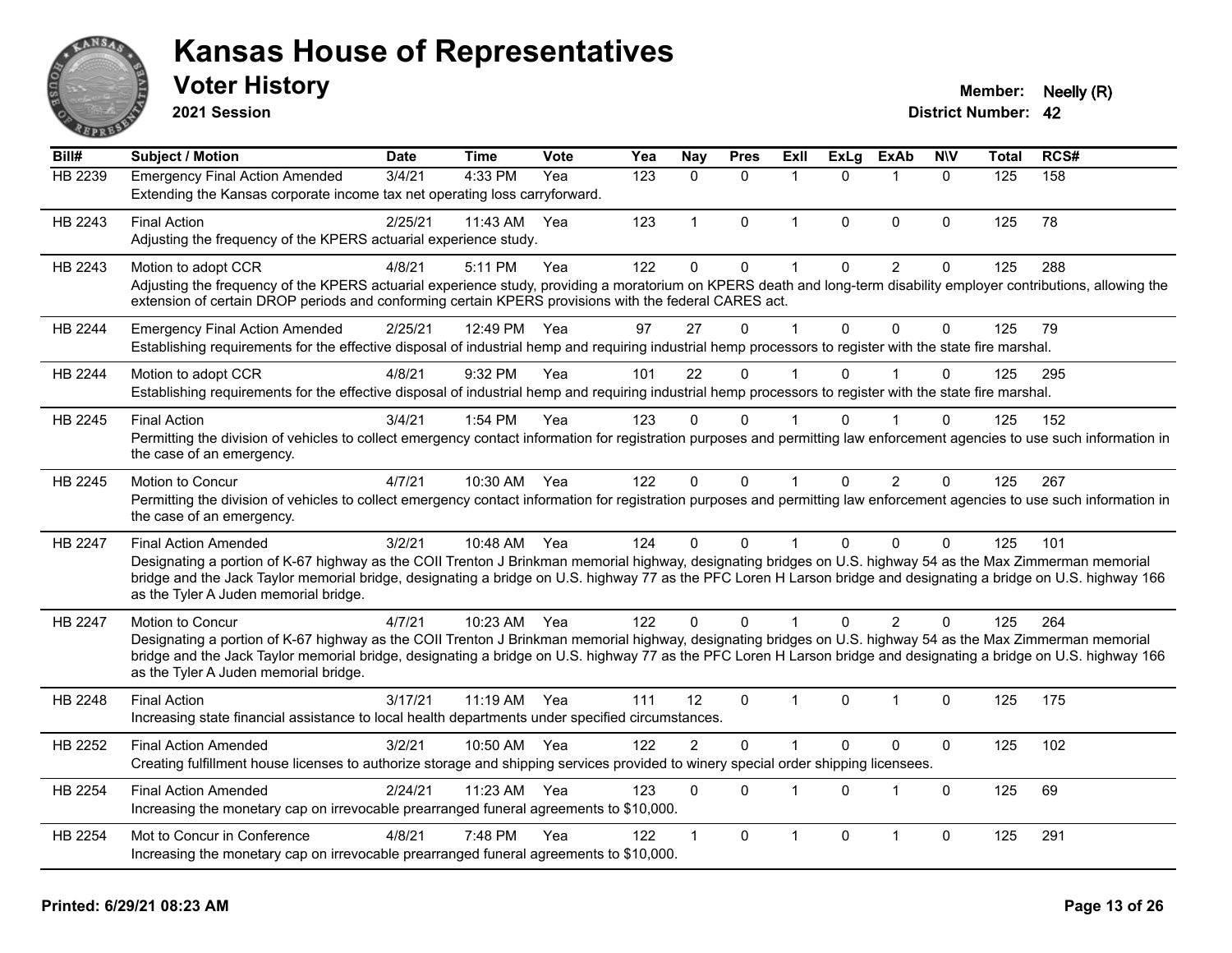# Kansas House of Representatives

## Voter History

**2021 Session**

**Member:** Neelly (R)
**District Number:** 42

| Bill# | Subject / Motion | Date | Time | Vote | Yea | Nay | Pres | ExII | ExLg | ExAb | N\V | Total | RCS# |
|---|---|---|---|---|---|---|---|---|---|---|---|---|---|
| HB 2239 | Emergency Final Action Amended | 3/4/21 | 4:33 PM | Yea | 123 | 0 | 0 | 1 | 0 | 1 | 0 | 125 | 158 |
| | Extending the Kansas corporate income tax net operating loss carryforward. | | | | | | | | | | | | |
| HB 2243 | Final Action | 2/25/21 | 11:43 AM | Yea | 123 | 1 | 0 | 1 | 0 | 0 | 0 | 125 | 78 |
| | Adjusting the frequency of the KPERS actuarial experience study. | | | | | | | | | | | | |
| HB 2243 | Motion to adopt CCR | 4/8/21 | 5:11 PM | Yea | 122 | 0 | 0 | 1 | 0 | 2 | 0 | 125 | 288 |
| | Adjusting the frequency of the KPERS actuarial experience study, providing a moratorium on KPERS death and long-term disability employer contributions, allowing the extension of certain DROP periods and conforming certain KPERS provisions with the federal CARES act. | | | | | | | | | | | | |
| HB 2244 | Emergency Final Action Amended | 2/25/21 | 12:49 PM | Yea | 97 | 27 | 0 | 1 | 0 | 0 | 0 | 125 | 79 |
| | Establishing requirements for the effective disposal of industrial hemp and requiring industrial hemp processors to register with the state fire marshal. | | | | | | | | | | | | |
| HB 2244 | Motion to adopt CCR | 4/8/21 | 9:32 PM | Yea | 101 | 22 | 0 | 1 | 0 | 1 | 0 | 125 | 295 |
| | Establishing requirements for the effective disposal of industrial hemp and requiring industrial hemp processors to register with the state fire marshal. | | | | | | | | | | | | |
| HB 2245 | Final Action | 3/4/21 | 1:54 PM | Yea | 123 | 0 | 0 | 1 | 0 | 1 | 0 | 125 | 152 |
| | Permitting the division of vehicles to collect emergency contact information for registration purposes and permitting law enforcement agencies to use such information in the case of an emergency. | | | | | | | | | | | | |
| HB 2245 | Motion to Concur | 4/7/21 | 10:30 AM | Yea | 122 | 0 | 0 | 1 | 0 | 2 | 0 | 125 | 267 |
| | Permitting the division of vehicles to collect emergency contact information for registration purposes and permitting law enforcement agencies to use such information in the case of an emergency. | | | | | | | | | | | | |
| HB 2247 | Final Action Amended | 3/2/21 | 10:48 AM | Yea | 124 | 0 | 0 | 1 | 0 | 0 | 0 | 125 | 101 |
| | Designating a portion of K-67 highway as the COII Trenton J Brinkman memorial highway, designating bridges on U.S. highway 54 as the Max Zimmerman memorial bridge and the Jack Taylor memorial bridge, designating a bridge on U.S. highway 77 as the PFC Loren H Larson bridge and designating a bridge on U.S. highway 166 as the Tyler A Juden memorial bridge. | | | | | | | | | | | | |
| HB 2247 | Motion to Concur | 4/7/21 | 10:23 AM | Yea | 122 | 0 | 0 | 1 | 0 | 2 | 0 | 125 | 264 |
| | Designating a portion of K-67 highway as the COII Trenton J Brinkman memorial highway, designating bridges on U.S. highway 54 as the Max Zimmerman memorial bridge and the Jack Taylor memorial bridge, designating a bridge on U.S. highway 77 as the PFC Loren H Larson bridge and designating a bridge on U.S. highway 166 as the Tyler A Juden memorial bridge. | | | | | | | | | | | | |
| HB 2248 | Final Action | 3/17/21 | 11:19 AM | Yea | 111 | 12 | 0 | 1 | 0 | 1 | 0 | 125 | 175 |
| | Increasing state financial assistance to local health departments under specified circumstances. | | | | | | | | | | | | |
| HB 2252 | Final Action Amended | 3/2/21 | 10:50 AM | Yea | 122 | 2 | 0 | 1 | 0 | 0 | 0 | 125 | 102 |
| | Creating fulfillment house licenses to authorize storage and shipping services provided to winery special order shipping licensees. | | | | | | | | | | | | |
| HB 2254 | Final Action Amended | 2/24/21 | 11:23 AM | Yea | 123 | 0 | 0 | 1 | 0 | 1 | 0 | 125 | 69 |
| | Increasing the monetary cap on irrevocable prearranged funeral agreements to $10,000. | | | | | | | | | | | | |
| HB 2254 | Mot to Concur in Conference | 4/8/21 | 7:48 PM | Yea | 122 | 1 | 0 | 1 | 0 | 1 | 0 | 125 | 291 |
| | Increasing the monetary cap on irrevocable prearranged funeral agreements to $10,000. | | | | | | | | | | | | |

**Printed: 6/29/21 08:23 AM**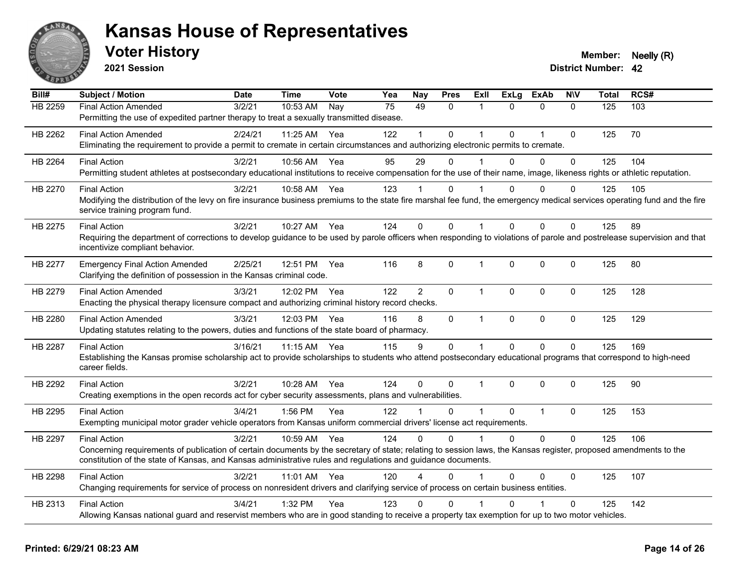# Kansas House of Representatives

## Voter History

**2021 Session**

**Member:** Neelly (R)
**District Number:** 42

| Bill# | Subject / Motion | Date | Time | Vote | Yea | Nay | Pres | ExII | ExLg | ExAb | N\V | Total | RCS# |
|---|---|---|---|---|---|---|---|---|---|---|---|---|---|
| HB 2259 | Final Action Amended | 3/2/21 | 10:53 AM | Nay | 75 | 49 | 0 | 1 | 0 | 0 | 0 | 125 | 103 |
| | Permitting the use of expedited partner therapy to treat a sexually transmitted disease. | | | | | | | | | | | | |
| HB 2262 | Final Action Amended | 2/24/21 | 11:25 AM | Yea | 122 | 1 | 0 | 1 | 0 | 1 | 0 | 125 | 70 |
| | Eliminating the requirement to provide a permit to cremate in certain circumstances and authorizing electronic permits to cremate. | | | | | | | | | | | | |
| HB 2264 | Final Action | 3/2/21 | 10:56 AM | Yea | 95 | 29 | 0 | 1 | 0 | 0 | 0 | 125 | 104 |
| | Permitting student athletes at postsecondary educational institutions to receive compensation for the use of their name, image, likeness rights or athletic reputation. | | | | | | | | | | | | |
| HB 2270 | Final Action | 3/2/21 | 10:58 AM | Yea | 123 | 1 | 0 | 1 | 0 | 0 | 0 | 125 | 105 |
| | Modifying the distribution of the levy on fire insurance business premiums to the state fire marshal fee fund, the emergency medical services operating fund and the fire service training program fund. | | | | | | | | | | | | |
| HB 2275 | Final Action | 3/2/21 | 10:27 AM | Yea | 124 | 0 | 0 | 1 | 0 | 0 | 0 | 125 | 89 |
| | Requiring the department of corrections to develop guidance to be used by parole officers when responding to violations of parole and postrelease supervision and that incentivize compliant behavior. | | | | | | | | | | | | |
| HB 2277 | Emergency Final Action Amended | 2/25/21 | 12:51 PM | Yea | 116 | 8 | 0 | 1 | 0 | 0 | 0 | 125 | 80 |
| | Clarifying the definition of possession in the Kansas criminal code. | | | | | | | | | | | | |
| HB 2279 | Final Action Amended | 3/3/21 | 12:02 PM | Yea | 122 | 2 | 0 | 1 | 0 | 0 | 0 | 125 | 128 |
| | Enacting the physical therapy licensure compact and authorizing criminal history record checks. | | | | | | | | | | | | |
| HB 2280 | Final Action Amended | 3/3/21 | 12:03 PM | Yea | 116 | 8 | 0 | 1 | 0 | 0 | 0 | 125 | 129 |
| | Updating statutes relating to the powers, duties and functions of the state board of pharmacy. | | | | | | | | | | | | |
| HB 2287 | Final Action | 3/16/21 | 11:15 AM | Yea | 115 | 9 | 0 | 1 | 0 | 0 | 0 | 125 | 169 |
| | Establishing the Kansas promise scholarship act to provide scholarships to students who attend postsecondary educational programs that correspond to high-need career fields. | | | | | | | | | | | | |
| HB 2292 | Final Action | 3/2/21 | 10:28 AM | Yea | 124 | 0 | 0 | 1 | 0 | 0 | 0 | 125 | 90 |
| | Creating exemptions in the open records act for cyber security assessments, plans and vulnerabilities. | | | | | | | | | | | | |
| HB 2295 | Final Action | 3/4/21 | 1:56 PM | Yea | 122 | 1 | 0 | 1 | 0 | 1 | 0 | 125 | 153 |
| | Exempting municipal motor grader vehicle operators from Kansas uniform commercial drivers' license act requirements. | | | | | | | | | | | | |
| HB 2297 | Final Action | 3/2/21 | 10:59 AM | Yea | 124 | 0 | 0 | 1 | 0 | 0 | 0 | 125 | 106 |
| | Concerning requirements of publication of certain documents by the secretary of state; relating to session laws, the Kansas register, proposed amendments to the constitution of the state of Kansas, and Kansas administrative rules and regulations and guidance documents. | | | | | | | | | | | | |
| HB 2298 | Final Action | 3/2/21 | 11:01 AM | Yea | 120 | 4 | 0 | 1 | 0 | 0 | 0 | 125 | 107 |
| | Changing requirements for service of process on nonresident drivers and clarifying service of process on certain business entities. | | | | | | | | | | | | |
| HB 2313 | Final Action | 3/4/21 | 1:32 PM | Yea | 123 | 0 | 0 | 1 | 0 | 1 | 0 | 125 | 142 |
| | Allowing Kansas national guard and reservist members who are in good standing to receive a property tax exemption for up to two motor vehicles. | | | | | | | | | | | | |

**Printed: 6/29/21 08:23 AM**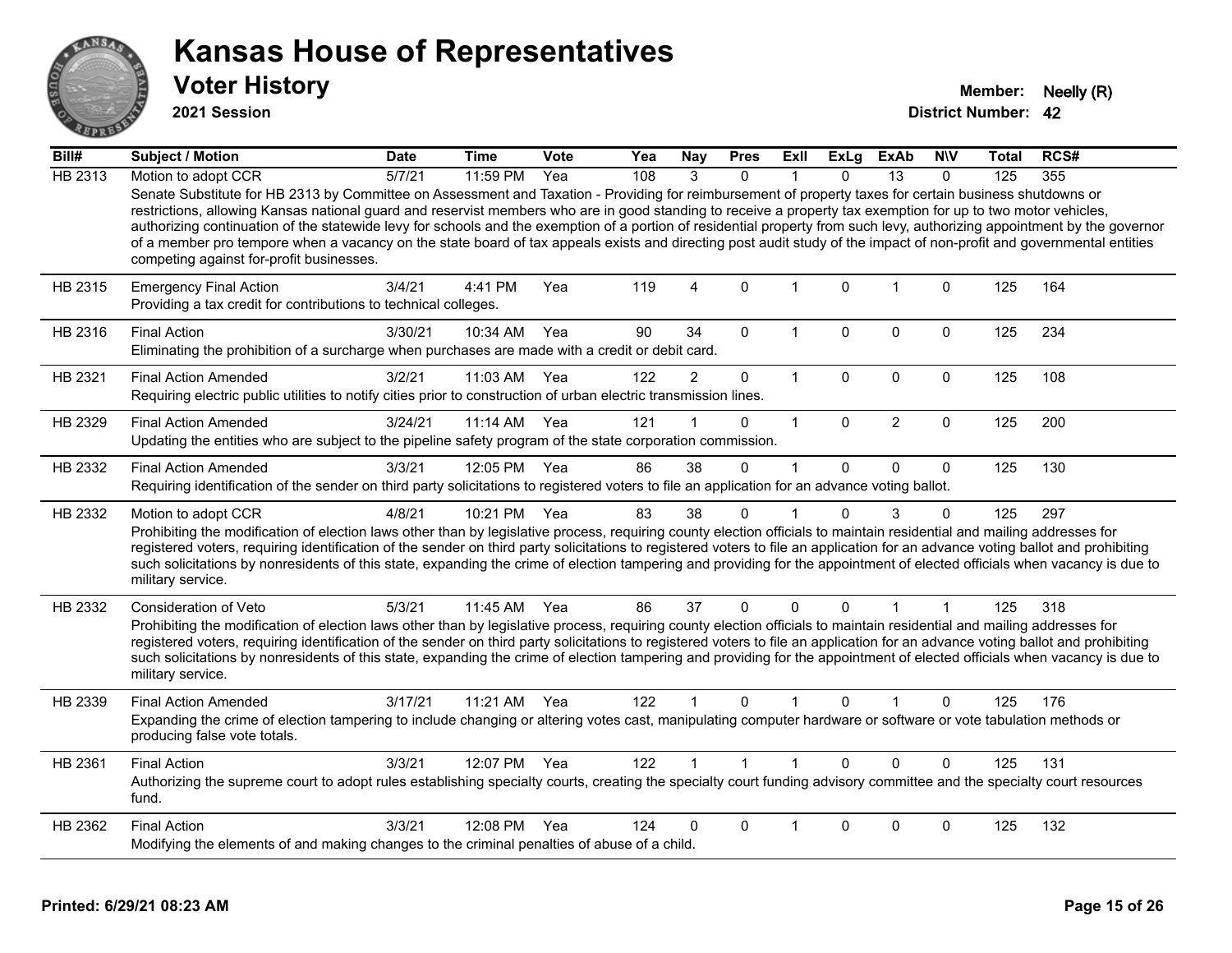# Kansas House of Representatives

## Voter History

**2021 Session**

**Member:** Neelly (R)
**District Number:** 42

| Bill# | Subject / Motion | Date | Time | Vote | Yea | Nay | Pres | ExII | ExLg | ExAb | N\V | Total | RCS# |
|---|---|---|---|---|---|---|---|---|---|---|---|---|---|
| HB 2313 | Motion to adopt CCR | 5/7/21 | 11:59 PM | Yea | 108 | 3 | 0 | 1 | 0 | 13 | 0 | 125 | 355 |
| | Senate Substitute for HB 2313 by Committee on Assessment and Taxation - Providing for reimbursement of property taxes for certain business shutdowns or restrictions, allowing Kansas national guard and reservist members who are in good standing to receive a property tax exemption for up to two motor vehicles, authorizing continuation of the statewide levy for schools and the exemption of a portion of residential property from such levy, authorizing appointment by the governor of a member pro tempore when a vacancy on the state board of tax appeals exists and directing post audit study of the impact of non-profit and governmental entities competing against for-profit businesses. | | | | | | | | | | | | |
| HB 2315 | Emergency Final Action | 3/4/21 | 4:41 PM | Yea | 119 | 4 | 0 | 1 | 0 | 1 | 0 | 125 | 164 |
| | Providing a tax credit for contributions to technical colleges. | | | | | | | | | | | | |
| HB 2316 | Final Action | 3/30/21 | 10:34 AM | Yea | 90 | 34 | 0 | 1 | 0 | 0 | 0 | 125 | 234 |
| | Eliminating the prohibition of a surcharge when purchases are made with a credit or debit card. | | | | | | | | | | | | |
| HB 2321 | Final Action Amended | 3/2/21 | 11:03 AM | Yea | 122 | 2 | 0 | 1 | 0 | 0 | 0 | 125 | 108 |
| | Requiring electric public utilities to notify cities prior to construction of urban electric transmission lines. | | | | | | | | | | | | |
| HB 2329 | Final Action Amended | 3/24/21 | 11:14 AM | Yea | 121 | 1 | 0 | 1 | 0 | 2 | 0 | 125 | 200 |
| | Updating the entities who are subject to the pipeline safety program of the state corporation commission. | | | | | | | | | | | | |
| HB 2332 | Final Action Amended | 3/3/21 | 12:05 PM | Yea | 86 | 38 | 0 | 1 | 0 | 0 | 0 | 125 | 130 |
| | Requiring identification of the sender on third party solicitations to registered voters to file an application for an advance voting ballot. | | | | | | | | | | | | |
| HB 2332 | Motion to adopt CCR | 4/8/21 | 10:21 PM | Yea | 83 | 38 | 0 | 1 | 0 | 3 | 0 | 125 | 297 |
| | Prohibiting the modification of election laws other than by legislative process, requiring county election officials to maintain residential and mailing addresses for registered voters, requiring identification of the sender on third party solicitations to registered voters to file an application for an advance voting ballot and prohibiting such solicitations by nonresidents of this state, expanding the crime of election tampering and providing for the appointment of elected officials when vacancy is due to military service. | | | | | | | | | | | | |
| HB 2332 | Consideration of Veto | 5/3/21 | 11:45 AM | Yea | 86 | 37 | 0 | 0 | 0 | 1 | 1 | 125 | 318 |
| | Prohibiting the modification of election laws other than by legislative process, requiring county election officials to maintain residential and mailing addresses for registered voters, requiring identification of the sender on third party solicitations to registered voters to file an application for an advance voting ballot and prohibiting such solicitations by nonresidents of this state, expanding the crime of election tampering and providing for the appointment of elected officials when vacancy is due to military service. | | | | | | | | | | | | |
| HB 2339 | Final Action Amended | 3/17/21 | 11:21 AM | Yea | 122 | 1 | 0 | 1 | 0 | 1 | 0 | 125 | 176 |
| | Expanding the crime of election tampering to include changing or altering votes cast, manipulating computer hardware or software or vote tabulation methods or producing false vote totals. | | | | | | | | | | | | |
| HB 2361 | Final Action | 3/3/21 | 12:07 PM | Yea | 122 | 1 | 1 | 1 | 0 | 0 | 0 | 125 | 131 |
| | Authorizing the supreme court to adopt rules establishing specialty courts, creating the specialty court funding advisory committee and the specialty court resources fund. | | | | | | | | | | | | |
| HB 2362 | Final Action | 3/3/21 | 12:08 PM | Yea | 124 | 0 | 0 | 1 | 0 | 0 | 0 | 125 | 132 |
| | Modifying the elements of and making changes to the criminal penalties of abuse of a child. | | | | | | | | | | | | |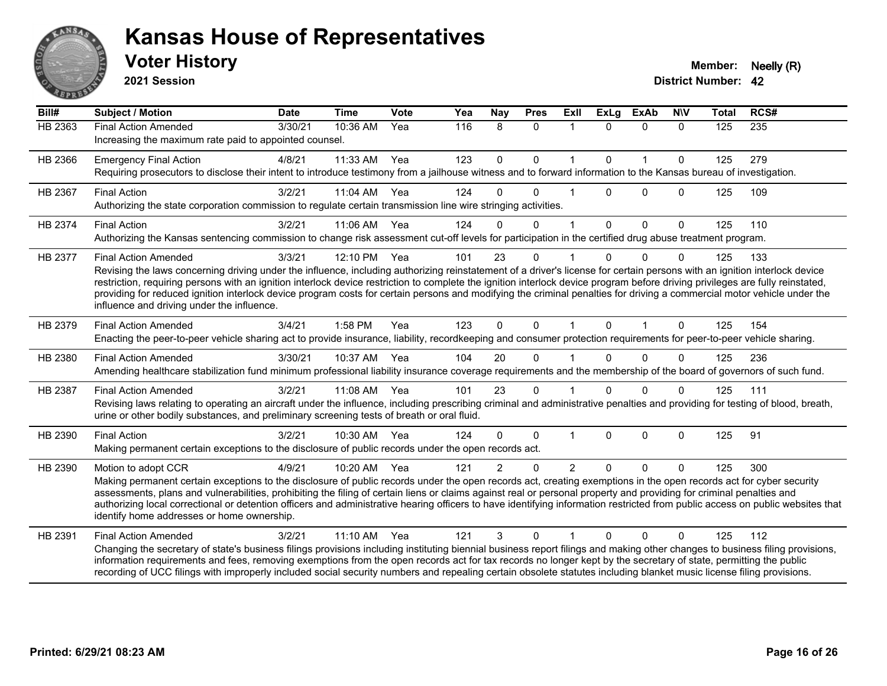# Kansas House of Representatives

## Voter History

**2021 Session**

**Member:** Neelly (R)

**District Number:** 42

| Bill# | Subject / Motion | Date | Time | Vote | Yea | Nay | Pres | ExII | ExLg | ExAb | N\V | Total | RCS# |
|---|---|---|---|---|---|---|---|---|---|---|---|---|---|
| HB 2363 | Final Action Amended | 3/30/21 | 10:36 AM | Yea | 116 | 8 | 0 | 1 | 0 | 0 | 0 | 125 | 235 |
| | Increasing the maximum rate paid to appointed counsel. | | | | | | | | | | | | |
| HB 2366 | Emergency Final Action | 4/8/21 | 11:33 AM | Yea | 123 | 0 | 0 | 1 | 0 | 1 | 0 | 125 | 279 |
| | Requiring prosecutors to disclose their intent to introduce testimony from a jailhouse witness and to forward information to the Kansas bureau of investigation. | | | | | | | | | | | | |
| HB 2367 | Final Action | 3/2/21 | 11:04 AM | Yea | 124 | 0 | 0 | 1 | 0 | 0 | 0 | 125 | 109 |
| | Authorizing the state corporation commission to regulate certain transmission line wire stringing activities. | | | | | | | | | | | | |
| HB 2374 | Final Action | 3/2/21 | 11:06 AM | Yea | 124 | 0 | 0 | 1 | 0 | 0 | 0 | 125 | 110 |
| | Authorizing the Kansas sentencing commission to change risk assessment cut-off levels for participation in the certified drug abuse treatment program. | | | | | | | | | | | | |
| HB 2377 | Final Action Amended | 3/3/21 | 12:10 PM | Yea | 101 | 23 | 0 | 1 | 0 | 0 | 0 | 125 | 133 |
| | Revising the laws concerning driving under the influence, including authorizing reinstatement of a driver's license for certain persons with an ignition interlock device restriction, requiring persons with an ignition interlock device restriction to complete the ignition interlock device program before driving privileges are fully reinstated, providing for reduced ignition interlock device program costs for certain persons and modifying the criminal penalties for driving a commercial motor vehicle under the influence and driving under the influence. | | | | | | | | | | | | |
| HB 2379 | Final Action Amended | 3/4/21 | 1:58 PM | Yea | 123 | 0 | 0 | 1 | 0 | 1 | 0 | 125 | 154 |
| | Enacting the peer-to-peer vehicle sharing act to provide insurance, liability, recordkeeping and consumer protection requirements for peer-to-peer vehicle sharing. | | | | | | | | | | | | |
| HB 2380 | Final Action Amended | 3/30/21 | 10:37 AM | Yea | 104 | 20 | 0 | 1 | 0 | 0 | 0 | 125 | 236 |
| | Amending healthcare stabilization fund minimum professional liability insurance coverage requirements and the membership of the board of governors of such fund. | | | | | | | | | | | | |
| HB 2387 | Final Action Amended | 3/2/21 | 11:08 AM | Yea | 101 | 23 | 0 | 1 | 0 | 0 | 0 | 125 | 111 |
| | Revising laws relating to operating an aircraft under the influence, including prescribing criminal and administrative penalties and providing for testing of blood, breath, urine or other bodily substances, and preliminary screening tests of breath or oral fluid. | | | | | | | | | | | | |
| HB 2390 | Final Action | 3/2/21 | 10:30 AM | Yea | 124 | 0 | 0 | 1 | 0 | 0 | 0 | 125 | 91 |
| | Making permanent certain exceptions to the disclosure of public records under the open records act. | | | | | | | | | | | | |
| HB 2390 | Motion to adopt CCR | 4/9/21 | 10:20 AM | Yea | 121 | 2 | 0 | 2 | 0 | 0 | 0 | 125 | 300 |
| | Making permanent certain exceptions to the disclosure of public records under the open records act, creating exemptions in the open records act for cyber security assessments, plans and vulnerabilities, prohibiting the filing of certain liens or claims against real or personal property and providing for criminal penalties and authorizing local correctional or detention officers and administrative hearing officers to have identifying information restricted from public access on public websites that identify home addresses or home ownership. | | | | | | | | | | | | |
| HB 2391 | Final Action Amended | 3/2/21 | 11:10 AM | Yea | 121 | 3 | 0 | 1 | 0 | 0 | 0 | 125 | 112 |
| | Changing the secretary of state's business filings provisions including instituting biennial business report filings and making other changes to business filing provisions, information requirements and fees, removing exemptions from the open records act for tax records no longer kept by the secretary of state, permitting the public recording of UCC filings with improperly included social security numbers and repealing certain obsolete statutes including blanket music license filing provisions. | | | | | | | | | | | | |

**Printed: 6/29/21 08:23 AM**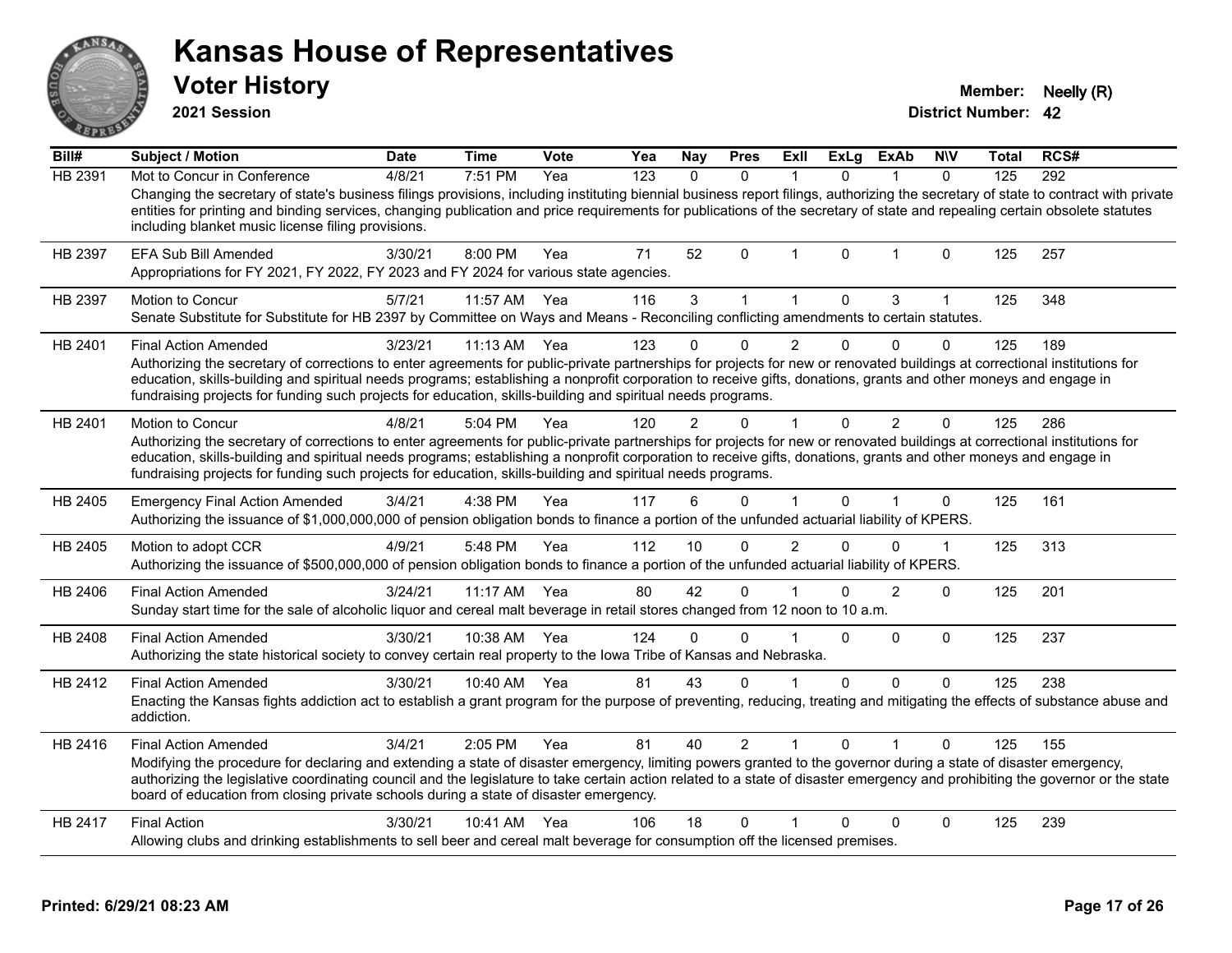# Kansas House of Representatives

## Voter History

**2021 Session**

**Member:** Neelly (R)

**District Number:** 42

| Bill# | Subject / Motion | Date | Time | Vote | Yea | Nay | Pres | ExII | ExLg | ExAb | N\V | Total | RCS# |
|---|---|---|---|---|---|---|---|---|---|---|---|---|---|
| HB 2391 | Mot to Concur in Conference | 4/8/21 | 7:51 PM | Yea | 123 | 0 | 0 | 1 | 0 | 1 | 0 | 125 | 292 |
| | Changing the secretary of state's business filings provisions, including instituting biennial business report filings, authorizing the secretary of state to contract with private entities for printing and binding services, changing publication and price requirements for publications of the secretary of state and repealing certain obsolete statutes including blanket music license filing provisions. | | | | | | | | | | | | |
| HB 2397 | EFA Sub Bill Amended | 3/30/21 | 8:00 PM | Yea | 71 | 52 | 0 | 1 | 0 | 1 | 0 | 125 | 257 |
| | Appropriations for FY 2021, FY 2022, FY 2023 and FY 2024 for various state agencies. | | | | | | | | | | | | |
| HB 2397 | Motion to Concur | 5/7/21 | 11:57 AM | Yea | 116 | 3 | 1 | 1 | 0 | 3 | 1 | 125 | 348 |
| | Senate Substitute for Substitute for HB 2397 by Committee on Ways and Means - Reconciling conflicting amendments to certain statutes. | | | | | | | | | | | | |
| HB 2401 | Final Action Amended | 3/23/21 | 11:13 AM | Yea | 123 | 0 | 0 | 2 | 0 | 0 | 0 | 125 | 189 |
| | Authorizing the secretary of corrections to enter agreements for public-private partnerships for projects for new or renovated buildings at correctional institutions for education, skills-building and spiritual needs programs; establishing a nonprofit corporation to receive gifts, donations, grants and other moneys and engage in fundraising projects for funding such projects for education, skills-building and spiritual needs programs. | | | | | | | | | | | | |
| HB 2401 | Motion to Concur | 4/8/21 | 5:04 PM | Yea | 120 | 2 | 0 | 1 | 0 | 2 | 0 | 125 | 286 |
| | Authorizing the secretary of corrections to enter agreements for public-private partnerships for projects for new or renovated buildings at correctional institutions for education, skills-building and spiritual needs programs; establishing a nonprofit corporation to receive gifts, donations, grants and other moneys and engage in fundraising projects for funding such projects for education, skills-building and spiritual needs programs. | | | | | | | | | | | | |
| HB 2405 | Emergency Final Action Amended | 3/4/21 | 4:38 PM | Yea | 117 | 6 | 0 | 1 | 0 | 1 | 0 | 125 | 161 |
| | Authorizing the issuance of $1,000,000,000 of pension obligation bonds to finance a portion of the unfunded actuarial liability of KPERS. | | | | | | | | | | | | |
| HB 2405 | Motion to adopt CCR | 4/9/21 | 5:48 PM | Yea | 112 | 10 | 0 | 2 | 0 | 0 | 1 | 125 | 313 |
| | Authorizing the issuance of $500,000,000 of pension obligation bonds to finance a portion of the unfunded actuarial liability of KPERS. | | | | | | | | | | | | |
| HB 2406 | Final Action Amended | 3/24/21 | 11:17 AM | Yea | 80 | 42 | 0 | 1 | 0 | 2 | 0 | 125 | 201 |
| | Sunday start time for the sale of alcoholic liquor and cereal malt beverage in retail stores changed from 12 noon to 10 a.m. | | | | | | | | | | | | |
| HB 2408 | Final Action Amended | 3/30/21 | 10:38 AM | Yea | 124 | 0 | 0 | 1 | 0 | 0 | 0 | 125 | 237 |
| | Authorizing the state historical society to convey certain real property to the Iowa Tribe of Kansas and Nebraska. | | | | | | | | | | | | |
| HB 2412 | Final Action Amended | 3/30/21 | 10:40 AM | Yea | 81 | 43 | 0 | 1 | 0 | 0 | 0 | 125 | 238 |
| | Enacting the Kansas fights addiction act to establish a grant program for the purpose of preventing, reducing, treating and mitigating the effects of substance abuse and addiction. | | | | | | | | | | | | |
| HB 2416 | Final Action Amended | 3/4/21 | 2:05 PM | Yea | 81 | 40 | 2 | 1 | 0 | 1 | 0 | 125 | 155 |
| | Modifying the procedure for declaring and extending a state of disaster emergency, limiting powers granted to the governor during a state of disaster emergency, authorizing the legislative coordinating council and the legislature to take certain action related to a state of disaster emergency and prohibiting the governor or the state board of education from closing private schools during a state of disaster emergency. | | | | | | | | | | | | |
| HB 2417 | Final Action | 3/30/21 | 10:41 AM | Yea | 106 | 18 | 0 | 1 | 0 | 0 | 0 | 125 | 239 |
| | Allowing clubs and drinking establishments to sell beer and cereal malt beverage for consumption off the licensed premises. | | | | | | | | | | | | |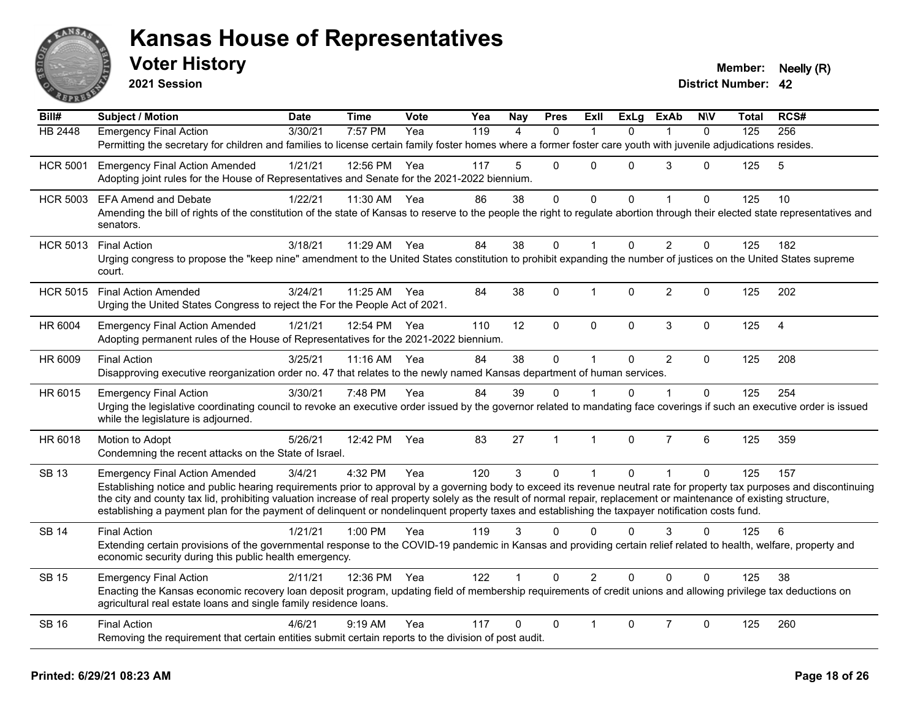# Kansas House of Representatives

## Voter History

**2021 Session**

**Member:** Neelly (R)
**District Number:** 42

| Bill# | Subject / Motion | Date | Time | Vote | Yea | Nay | Pres | ExII | ExLg | ExAb | N\V | Total | RCS# |
|---|---|---|---|---|---|---|---|---|---|---|---|---|---|
| HB 2448 | Emergency Final Action | 3/30/21 | 7:57 PM | Yea | 119 | 4 | 0 | 1 | 0 | 1 | 0 | 125 | 256 |
| | Permitting the secretary for children and families to license certain family foster homes where a former foster care youth with juvenile adjudications resides. | | | | | | | | | | | | |
| HCR 5001 | Emergency Final Action Amended | 1/21/21 | 12:56 PM | Yea | 117 | 5 | 0 | 0 | 0 | 3 | 0 | 125 | 5 |
| | Adopting joint rules for the House of Representatives and Senate for the 2021-2022 biennium. | | | | | | | | | | | | |
| HCR 5003 | EFA Amend and Debate | 1/22/21 | 11:30 AM | Yea | 86 | 38 | 0 | 0 | 0 | 1 | 0 | 125 | 10 |
| | Amending the bill of rights of the constitution of the state of Kansas to reserve to the people the right to regulate abortion through their elected state representatives and senators. | | | | | | | | | | | | |
| HCR 5013 | Final Action | 3/18/21 | 11:29 AM | Yea | 84 | 38 | 0 | 1 | 0 | 2 | 0 | 125 | 182 |
| | Urging congress to propose the "keep nine" amendment to the United States constitution to prohibit expanding the number of justices on the United States supreme court. | | | | | | | | | | | | |
| HCR 5015 | Final Action Amended | 3/24/21 | 11:25 AM | Yea | 84 | 38 | 0 | 1 | 0 | 2 | 0 | 125 | 202 |
| | Urging the United States Congress to reject the For the People Act of 2021. | | | | | | | | | | | | |
| HR 6004 | Emergency Final Action Amended | 1/21/21 | 12:54 PM | Yea | 110 | 12 | 0 | 0 | 0 | 3 | 0 | 125 | 4 |
| | Adopting permanent rules of the House of Representatives for the 2021-2022 biennium. | | | | | | | | | | | | |
| HR 6009 | Final Action | 3/25/21 | 11:16 AM | Yea | 84 | 38 | 0 | 1 | 0 | 2 | 0 | 125 | 208 |
| | Disapproving executive reorganization order no. 47 that relates to the newly named Kansas department of human services. | | | | | | | | | | | | |
| HR 6015 | Emergency Final Action | 3/30/21 | 7:48 PM | Yea | 84 | 39 | 0 | 1 | 0 | 1 | 0 | 125 | 254 |
| | Urging the legislative coordinating council to revoke an executive order issued by the governor related to mandating face coverings if such an executive order is issued while the legislature is adjourned. | | | | | | | | | | | | |
| HR 6018 | Motion to Adopt | 5/26/21 | 12:42 PM | Yea | 83 | 27 | 1 | 1 | 0 | 7 | 6 | 125 | 359 |
| | Condemning the recent attacks on the State of Israel. | | | | | | | | | | | | |
| SB 13 | Emergency Final Action Amended | 3/4/21 | 4:32 PM | Yea | 120 | 3 | 0 | 1 | 0 | 1 | 0 | 125 | 157 |
| | Establishing notice and public hearing requirements prior to approval by a governing body to exceed its revenue neutral rate for property tax purposes and discontinuing the city and county tax lid, prohibiting valuation increase of real property solely as the result of normal repair, replacement or maintenance of existing structure, establishing a payment plan for the payment of delinquent or nondelinquent property taxes and establishing the taxpayer notification costs fund. | | | | | | | | | | | | |
| SB 14 | Final Action | 1/21/21 | 1:00 PM | Yea | 119 | 3 | 0 | 0 | 0 | 3 | 0 | 125 | 6 |
| | Extending certain provisions of the governmental response to the COVID-19 pandemic in Kansas and providing certain relief related to health, welfare, property and economic security during this public health emergency. | | | | | | | | | | | | |
| SB 15 | Emergency Final Action | 2/11/21 | 12:36 PM | Yea | 122 | 1 | 0 | 2 | 0 | 0 | 0 | 125 | 38 |
| | Enacting the Kansas economic recovery loan deposit program, updating field of membership requirements of credit unions and allowing privilege tax deductions on agricultural real estate loans and single family residence loans. | | | | | | | | | | | | |
| SB 16 | Final Action | 4/6/21 | 9:19 AM | Yea | 117 | 0 | 0 | 1 | 0 | 7 | 0 | 125 | 260 |
| | Removing the requirement that certain entities submit certain reports to the division of post audit. | | | | | | | | | | | | |

**Printed: 6/29/21 08:23 AM**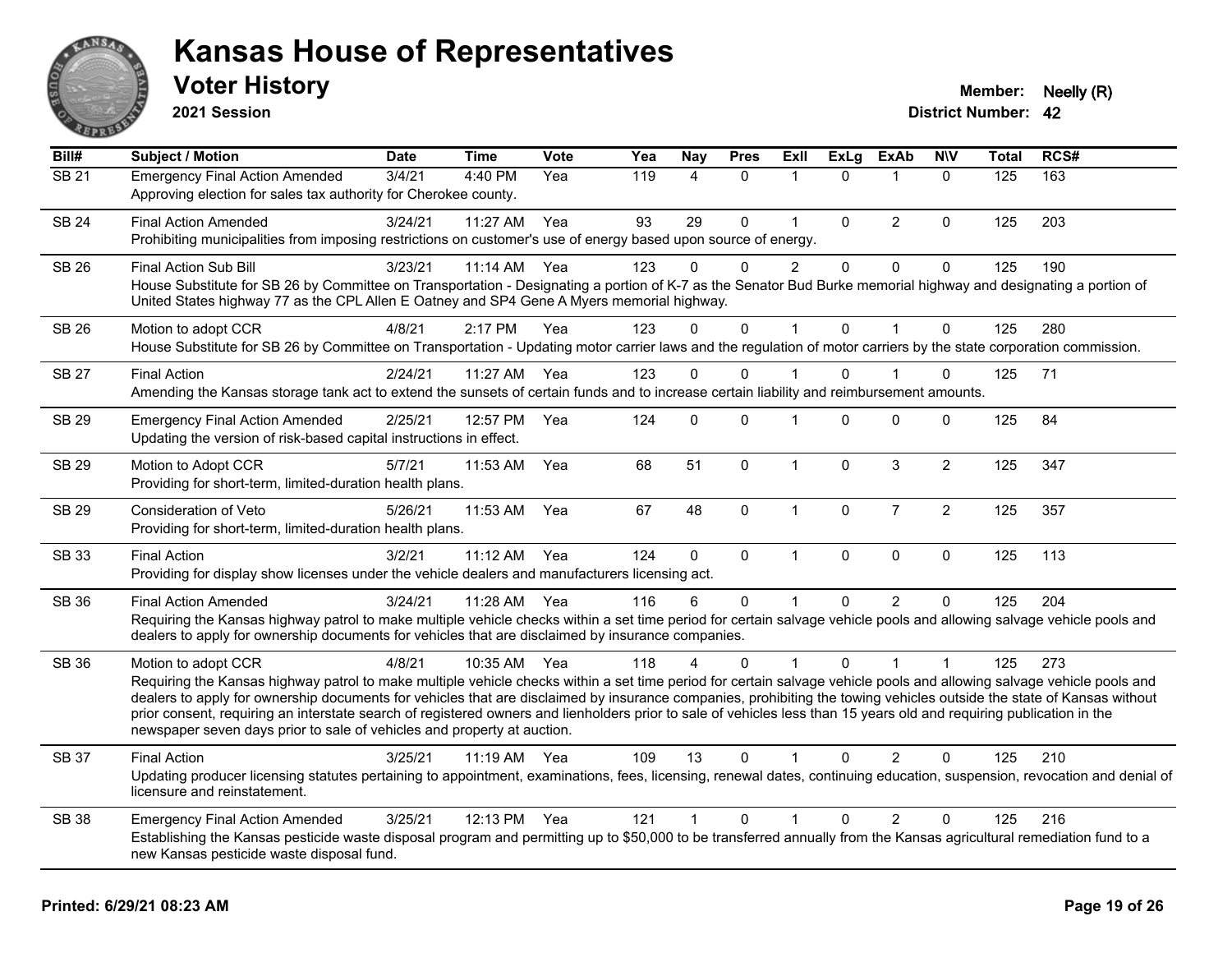# Kansas House of Representatives

## Voter History

**2021 Session**

**Member:** Neelly (R)
**District Number:** 42

| Bill# | Subject / Motion | Date | Time | Vote | Yea | Nay | Pres | ExII | ExLg | ExAb | N\V | Total | RCS# |
|---|---|---|---|---|---|---|---|---|---|---|---|---|---|
| SB 21 | Emergency Final Action Amended | 3/4/21 | 4:40 PM | Yea | 119 | 4 | 0 | 1 | 0 | 1 | 0 | 125 | 163 |
| | Approving election for sales tax authority for Cherokee county. | | | | | | | | | | | | |
| SB 24 | Final Action Amended | 3/24/21 | 11:27 AM | Yea | 93 | 29 | 0 | 1 | 0 | 2 | 0 | 125 | 203 |
| | Prohibiting municipalities from imposing restrictions on customer's use of energy based upon source of energy. | | | | | | | | | | | | |
| SB 26 | Final Action Sub Bill | 3/23/21 | 11:14 AM | Yea | 123 | 0 | 0 | 2 | 0 | 0 | 0 | 125 | 190 |
| | House Substitute for SB 26 by Committee on Transportation - Designating a portion of K-7 as the Senator Bud Burke memorial highway and designating a portion of United States highway 77 as the CPL Allen E Oatney and SP4 Gene A Myers memorial highway. | | | | | | | | | | | | |
| SB 26 | Motion to adopt CCR | 4/8/21 | 2:17 PM | Yea | 123 | 0 | 0 | 1 | 0 | 1 | 0 | 125 | 280 |
| | House Substitute for SB 26 by Committee on Transportation - Updating motor carrier laws and the regulation of motor carriers by the state corporation commission. | | | | | | | | | | | | |
| SB 27 | Final Action | 2/24/21 | 11:27 AM | Yea | 123 | 0 | 0 | 1 | 0 | 1 | 0 | 125 | 71 |
| | Amending the Kansas storage tank act to extend the sunsets of certain funds and to increase certain liability and reimbursement amounts. | | | | | | | | | | | | |
| SB 29 | Emergency Final Action Amended | 2/25/21 | 12:57 PM | Yea | 124 | 0 | 0 | 1 | 0 | 0 | 0 | 125 | 84 |
| | Updating the version of risk-based capital instructions in effect. | | | | | | | | | | | | |
| SB 29 | Motion to Adopt CCR | 5/7/21 | 11:53 AM | Yea | 68 | 51 | 0 | 1 | 0 | 3 | 2 | 125 | 347 |
| | Providing for short-term, limited-duration health plans. | | | | | | | | | | | | |
| SB 29 | Consideration of Veto | 5/26/21 | 11:53 AM | Yea | 67 | 48 | 0 | 1 | 0 | 7 | 2 | 125 | 357 |
| | Providing for short-term, limited-duration health plans. | | | | | | | | | | | | |
| SB 33 | Final Action | 3/2/21 | 11:12 AM | Yea | 124 | 0 | 0 | 1 | 0 | 0 | 0 | 125 | 113 |
| | Providing for display show licenses under the vehicle dealers and manufacturers licensing act. | | | | | | | | | | | | |
| SB 36 | Final Action Amended | 3/24/21 | 11:28 AM | Yea | 116 | 6 | 0 | 1 | 0 | 2 | 0 | 125 | 204 |
| | Requiring the Kansas highway patrol to make multiple vehicle checks within a set time period for certain salvage vehicle pools and allowing salvage vehicle pools and dealers to apply for ownership documents for vehicles that are disclaimed by insurance companies. | | | | | | | | | | | | |
| SB 36 | Motion to adopt CCR | 4/8/21 | 10:35 AM | Yea | 118 | 4 | 0 | 1 | 0 | 1 | 1 | 125 | 273 |
| | Requiring the Kansas highway patrol to make multiple vehicle checks within a set time period for certain salvage vehicle pools and allowing salvage vehicle pools and dealers to apply for ownership documents for vehicles that are disclaimed by insurance companies, prohibiting the towing vehicles outside the state of Kansas without prior consent, requiring an interstate search of registered owners and lienholders prior to sale of vehicles less than 15 years old and requiring publication in the newspaper seven days prior to sale of vehicles and property at auction. | | | | | | | | | | | | |
| SB 37 | Final Action | 3/25/21 | 11:19 AM | Yea | 109 | 13 | 0 | 1 | 0 | 2 | 0 | 125 | 210 |
| | Updating producer licensing statutes pertaining to appointment, examinations, fees, licensing, renewal dates, continuing education, suspension, revocation and denial of licensure and reinstatement. | | | | | | | | | | | | |
| SB 38 | Emergency Final Action Amended | 3/25/21 | 12:13 PM | Yea | 121 | 1 | 0 | 1 | 0 | 2 | 0 | 125 | 216 |
| | Establishing the Kansas pesticide waste disposal program and permitting up to $50,000 to be transferred annually from the Kansas agricultural remediation fund to a new Kansas pesticide waste disposal fund. | | | | | | | | | | | | |

**Printed: 6/29/21 08:23 AM**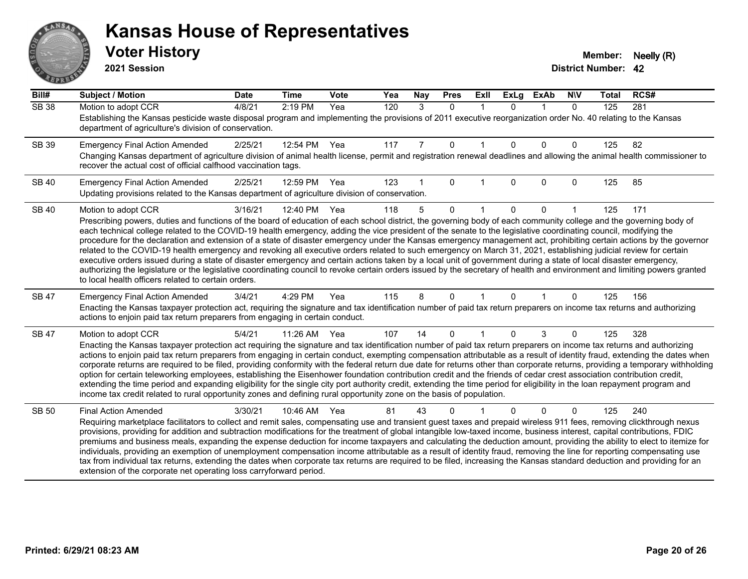# Kansas House of Representatives

## Voter History

**2021 Session**

**Member:** Neelly (R)

**District Number:** 42

| Bill# | Subject / Motion | Date | Time | Vote | Yea | Nay | Pres | ExII | ExLg | ExAb | N\V | Total | RCS# |
|---|---|---|---|---|---|---|---|---|---|---|---|---|---|
| SB 38 | Motion to adopt CCR | 4/8/21 | 2:19 PM | Yea | 120 | 3 | 0 | 1 | 0 | 1 | 0 | 125 | 281 |
| | Establishing the Kansas pesticide waste disposal program and implementing the provisions of 2011 executive reorganization order No. 40 relating to the Kansas department of agriculture's division of conservation. | | | | | | | | | | | | |
| SB 39 | Emergency Final Action Amended | 2/25/21 | 12:54 PM | Yea | 117 | 7 | 0 | 1 | 0 | 0 | 0 | 125 | 82 |
| | Changing Kansas department of agriculture division of animal health license, permit and registration renewal deadlines and allowing the animal health commissioner to recover the actual cost of official calfhood vaccination tags. | | | | | | | | | | | | |
| SB 40 | Emergency Final Action Amended | 2/25/21 | 12:59 PM | Yea | 123 | 1 | 0 | 1 | 0 | 0 | 0 | 125 | 85 |
| | Updating provisions related to the Kansas department of agriculture division of conservation. | | | | | | | | | | | | |
| SB 40 | Motion to adopt CCR | 3/16/21 | 12:40 PM | Yea | 118 | 5 | 0 | 1 | 0 | 0 | 1 | 125 | 171 |
| | Prescribing powers, duties and functions of the board of education of each school district, the governing body of each community college and the governing body of each technical college related to the COVID-19 health emergency, adding the vice president of the senate to the legislative coordinating council, modifying the procedure for the declaration and extension of a state of disaster emergency under the Kansas emergency management act, prohibiting certain actions by the governor related to the COVID-19 health emergency and revoking all executive orders related to such emergency on March 31, 2021, establishing judicial review for certain executive orders issued during a state of disaster emergency and certain actions taken by a local unit of government during a state of local disaster emergency, authorizing the legislature or the legislative coordinating council to revoke certain orders issued by the secretary of health and environment and limiting powers granted to local health officers related to certain orders. | | | | | | | | | | | | |
| SB 47 | Emergency Final Action Amended | 3/4/21 | 4:29 PM | Yea | 115 | 8 | 0 | 1 | 0 | 1 | 0 | 125 | 156 |
| | Enacting the Kansas taxpayer protection act, requiring the signature and tax identification number of paid tax return preparers on income tax returns and authorizing actions to enjoin paid tax return preparers from engaging in certain conduct. | | | | | | | | | | | | |
| SB 47 | Motion to adopt CCR | 5/4/21 | 11:26 AM | Yea | 107 | 14 | 0 | 1 | 0 | 3 | 0 | 125 | 328 |
| | Enacting the Kansas taxpayer protection act requiring the signature and tax identification number of paid tax return preparers on income tax returns and authorizing actions to enjoin paid tax return preparers from engaging in certain conduct, exempting compensation attributable as a result of identity fraud, extending the dates when corporate returns are required to be filed, providing conformity with the federal return due date for returns other than corporate returns, providing a temporary withholding option for certain teleworking employees, establishing the Eisenhower foundation contribution credit and the friends of cedar crest association contribution credit, extending the time period and expanding eligibility for the single city port authority credit, extending the time period for eligibility in the loan repayment program and income tax credit related to rural opportunity zones and defining rural opportunity zone on the basis of population. | | | | | | | | | | | | |
| SB 50 | Final Action Amended | 3/30/21 | 10:46 AM | Yea | 81 | 43 | 0 | 1 | 0 | 0 | 0 | 125 | 240 |
| | Requiring marketplace facilitators to collect and remit sales, compensating use and transient guest taxes and prepaid wireless 911 fees, removing clickthrough nexus provisions, providing for addition and subtraction modifications for the treatment of global intangible low-taxed income, business interest, capital contributions, FDIC premiums and business meals, expanding the expense deduction for income taxpayers and calculating the deduction amount, providing the ability to elect to itemize for individuals, providing an exemption of unemployment compensation income attributable as a result of identity fraud, removing the line for reporting compensating use tax from individual tax returns, extending the dates when corporate tax returns are required to be filed, increasing the Kansas standard deduction and providing for an extension of the corporate net operating loss carryforward period. | | | | | | | | | | | | |

Printed: 6/29/21 08:23 AM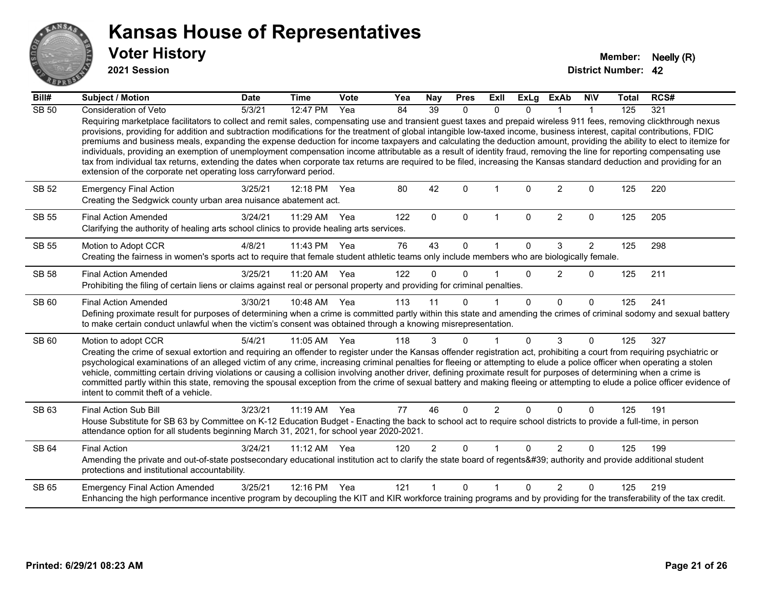# Kansas House of Representatives

## Voter History

**2021 Session**

**Member:** Neelly (R)

**District Number:** 42

| Bill# | Subject / Motion | Date | Time | Vote | Yea | Nay | Pres | ExII | ExLg | ExAb | N\V | Total | RCS# |
|---|---|---|---|---|---|---|---|---|---|---|---|---|---|
| SB 50 | Consideration of Veto | 5/3/21 | 12:47 PM | Yea | 84 | 39 | 0 | 0 | 0 | 1 | 1 | 125 | 321 |
| | Requiring marketplace facilitators to collect and remit sales, compensating use and transient guest taxes and prepaid wireless 911 fees, removing clickthrough nexus provisions, providing for addition and subtraction modifications for the treatment of global intangible low-taxed income, business interest, capital contributions, FDIC premiums and business meals, expanding the expense deduction for income taxpayers and calculating the deduction amount, providing the ability to elect to itemize for individuals, providing an exemption of unemployment compensation income attributable as a result of identity fraud, removing the line for reporting compensating use tax from individual tax returns, extending the dates when corporate tax returns are required to be filed, increasing the Kansas standard deduction and providing for an extension of the corporate net operating loss carryforward period. | | | | | | | | | | | | |
| SB 52 | Emergency Final Action | 3/25/21 | 12:18 PM | Yea | 80 | 42 | 0 | 1 | 0 | 2 | 0 | 125 | 220 |
| | Creating the Sedgwick county urban area nuisance abatement act. | | | | | | | | | | | | |
| SB 55 | Final Action Amended | 3/24/21 | 11:29 AM | Yea | 122 | 0 | 0 | 1 | 0 | 2 | 0 | 125 | 205 |
| | Clarifying the authority of healing arts school clinics to provide healing arts services. | | | | | | | | | | | | |
| SB 55 | Motion to Adopt CCR | 4/8/21 | 11:43 PM | Yea | 76 | 43 | 0 | 1 | 0 | 3 | 2 | 125 | 298 |
| | Creating the fairness in women's sports act to require that female student athletic teams only include members who are biologically female. | | | | | | | | | | | | |
| SB 58 | Final Action Amended | 3/25/21 | 11:20 AM | Yea | 122 | 0 | 0 | 1 | 0 | 2 | 0 | 125 | 211 |
| | Prohibiting the filing of certain liens or claims against real or personal property and providing for criminal penalties. | | | | | | | | | | | | |
| SB 60 | Final Action Amended | 3/30/21 | 10:48 AM | Yea | 113 | 11 | 0 | 1 | 0 | 0 | 0 | 125 | 241 |
| | Defining proximate result for purposes of determining when a crime is committed partly within this state and amending the crimes of criminal sodomy and sexual battery to make certain conduct unlawful when the victim's consent was obtained through a knowing misrepresentation. | | | | | | | | | | | | |
| SB 60 | Motion to adopt CCR | 5/4/21 | 11:05 AM | Yea | 118 | 3 | 0 | 1 | 0 | 3 | 0 | 125 | 327 |
| | Creating the crime of sexual extortion and requiring an offender to register under the Kansas offender registration act, prohibiting a court from requiring psychiatric or psychological examinations of an alleged victim of any crime, increasing criminal penalties for fleeing or attempting to elude a police officer when operating a stolen vehicle, committing certain driving violations or causing a collision involving another driver, defining proximate result for purposes of determining when a crime is committed partly within this state, removing the spousal exception from the crime of sexual battery and making fleeing or attempting to elude a police officer evidence of intent to commit theft of a vehicle. | | | | | | | | | | | | |
| SB 63 | Final Action Sub Bill | 3/23/21 | 11:19 AM | Yea | 77 | 46 | 0 | 2 | 0 | 0 | 0 | 125 | 191 |
| | House Substitute for SB 63 by Committee on K-12 Education Budget - Enacting the back to school act to require school districts to provide a full-time, in person attendance option for all students beginning March 31, 2021, for school year 2020-2021. | | | | | | | | | | | | |
| SB 64 | Final Action | 3/24/21 | 11:12 AM | Yea | 120 | 2 | 0 | 1 | 0 | 2 | 0 | 125 | 199 |
| | Amending the private and out-of-state postsecondary educational institution act to clarify the state board of regents&#39; authority and provide additional student protections and institutional accountability. | | | | | | | | | | | | |
| SB 65 | Emergency Final Action Amended | 3/25/21 | 12:16 PM | Yea | 121 | 1 | 0 | 1 | 0 | 2 | 0 | 125 | 219 |
| | Enhancing the high performance incentive program by decoupling the KIT and KIR workforce training programs and by providing for the transferability of the tax credit. | | | | | | | | | | | | |

**Printed: 6/29/21 08:23 AM**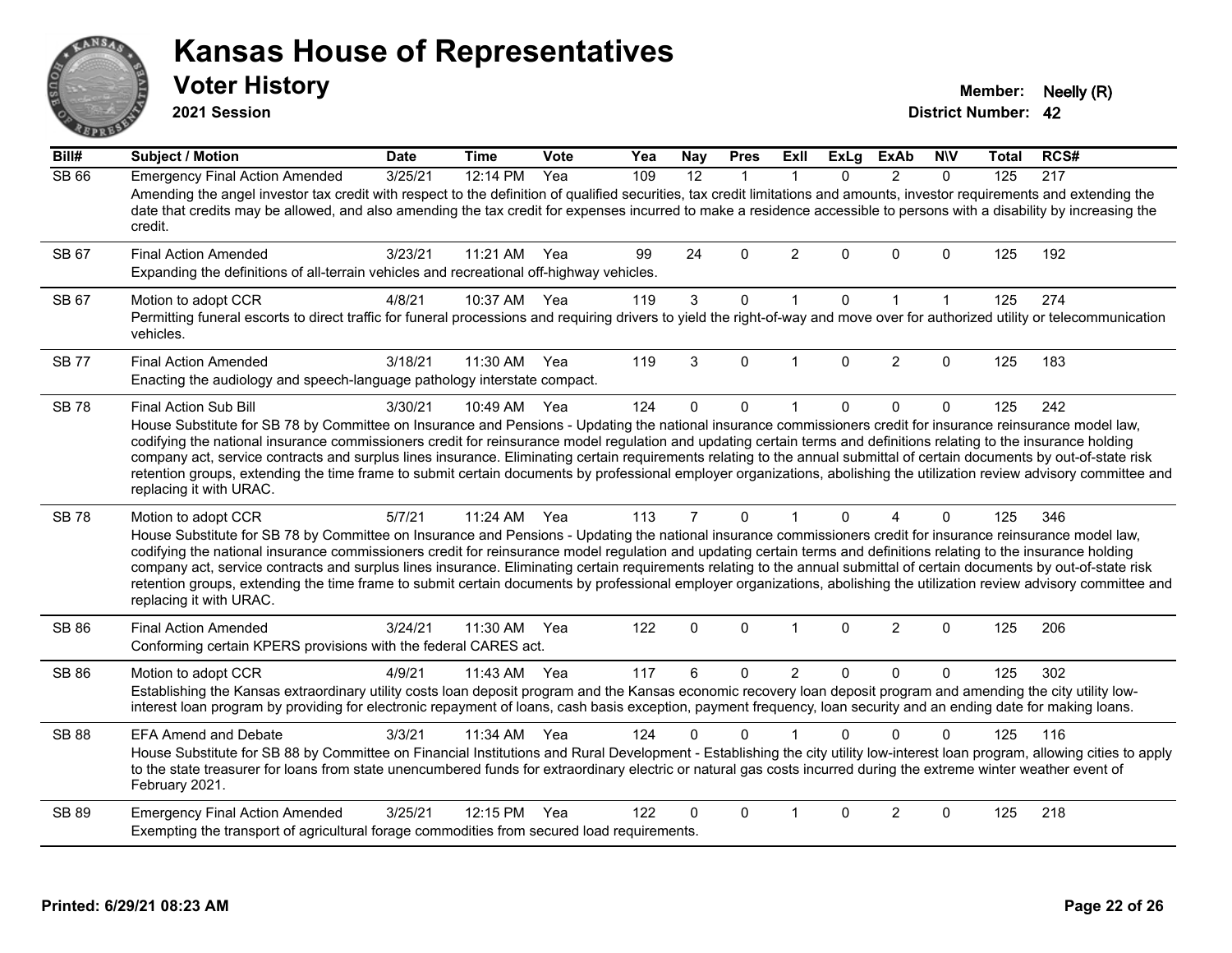# Kansas House of Representatives

## Voter History

**2021 Session**

**Member:** Neelly (R)

**District Number:** 42

| Bill# | Subject / Motion | Date | Time | Vote | Yea | Nay | Pres | ExII | ExLg | ExAb | N\V | Total | RCS# |
|---|---|---|---|---|---|---|---|---|---|---|---|---|---|
| SB 66 | Emergency Final Action Amended | 3/25/21 | 12:14 PM | Yea | 109 | 12 | 1 | 1 | 0 | 2 | 0 | 125 | 217 |
| | Amending the angel investor tax credit with respect to the definition of qualified securities, tax credit limitations and amounts, investor requirements and extending the date that credits may be allowed, and also amending the tax credit for expenses incurred to make a residence accessible to persons with a disability by increasing the credit. | | | | | | | | | | | | |
| SB 67 | Final Action Amended | 3/23/21 | 11:21 AM | Yea | 99 | 24 | 0 | 2 | 0 | 0 | 0 | 125 | 192 |
| | Expanding the definitions of all-terrain vehicles and recreational off-highway vehicles. | | | | | | | | | | | | |
| SB 67 | Motion to adopt CCR | 4/8/21 | 10:37 AM | Yea | 119 | 3 | 0 | 1 | 0 | 1 | 1 | 125 | 274 |
| | Permitting funeral escorts to direct traffic for funeral processions and requiring drivers to yield the right-of-way and move over for authorized utility or telecommunication vehicles. | | | | | | | | | | | | |
| SB 77 | Final Action Amended | 3/18/21 | 11:30 AM | Yea | 119 | 3 | 0 | 1 | 0 | 2 | 0 | 125 | 183 |
| | Enacting the audiology and speech-language pathology interstate compact. | | | | | | | | | | | | |
| SB 78 | Final Action Sub Bill | 3/30/21 | 10:49 AM | Yea | 124 | 0 | 0 | 1 | 0 | 0 | 0 | 125 | 242 |
| | House Substitute for SB 78 by Committee on Insurance and Pensions - Updating the national insurance commissioners credit for insurance reinsurance model law, codifying the national insurance commissioners credit for reinsurance model regulation and updating certain terms and definitions relating to the insurance holding company act, service contracts and surplus lines insurance. Eliminating certain requirements relating to the annual submittal of certain documents by out-of-state risk retention groups, extending the time frame to submit certain documents by professional employer organizations, abolishing the utilization review advisory committee and replacing it with URAC. | | | | | | | | | | | | |
| SB 78 | Motion to adopt CCR | 5/7/21 | 11:24 AM | Yea | 113 | 7 | 0 | 1 | 0 | 4 | 0 | 125 | 346 |
| | House Substitute for SB 78 by Committee on Insurance and Pensions - Updating the national insurance commissioners credit for insurance reinsurance model law, codifying the national insurance commissioners credit for reinsurance model regulation and updating certain terms and definitions relating to the insurance holding company act, service contracts and surplus lines insurance. Eliminating certain requirements relating to the annual submittal of certain documents by out-of-state risk retention groups, extending the time frame to submit certain documents by professional employer organizations, abolishing the utilization review advisory committee and replacing it with URAC. | | | | | | | | | | | | |
| SB 86 | Final Action Amended | 3/24/21 | 11:30 AM | Yea | 122 | 0 | 0 | 1 | 0 | 2 | 0 | 125 | 206 |
| | Conforming certain KPERS provisions with the federal CARES act. | | | | | | | | | | | | |
| SB 86 | Motion to adopt CCR | 4/9/21 | 11:43 AM | Yea | 117 | 6 | 0 | 2 | 0 | 0 | 0 | 125 | 302 |
| | Establishing the Kansas extraordinary utility costs loan deposit program and the Kansas economic recovery loan deposit program and amending the city utility low-interest loan program by providing for electronic repayment of loans, cash basis exception, payment frequency, loan security and an ending date for making loans. | | | | | | | | | | | | |
| SB 88 | EFA Amend and Debate | 3/3/21 | 11:34 AM | Yea | 124 | 0 | 0 | 1 | 0 | 0 | 0 | 125 | 116 |
| | House Substitute for SB 88 by Committee on Financial Institutions and Rural Development - Establishing the city utility low-interest loan program, allowing cities to apply to the state treasurer for loans from state unencumbered funds for extraordinary electric or natural gas costs incurred during the extreme winter weather event of February 2021. | | | | | | | | | | | | |
| SB 89 | Emergency Final Action Amended | 3/25/21 | 12:15 PM | Yea | 122 | 0 | 0 | 1 | 0 | 2 | 0 | 125 | 218 |
| | Exempting the transport of agricultural forage commodities from secured load requirements. | | | | | | | | | | | | |

**Printed: 6/29/21 08:23 AM**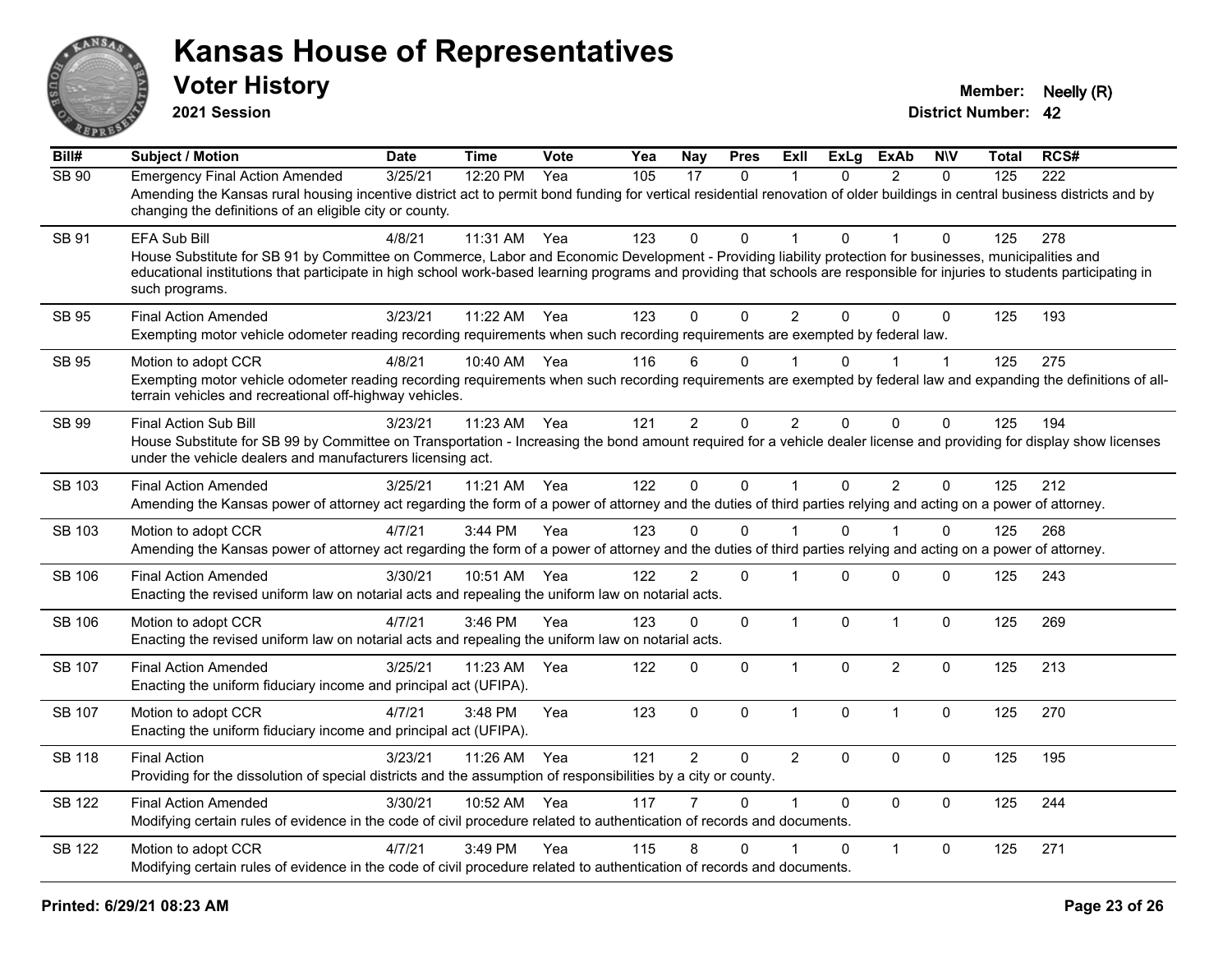# Kansas House of Representatives

## Voter History

**2021 Session**

**Member:** Neelly (R)
**District Number:** 42

| Bill# | Subject / Motion | Date | Time | Vote | Yea | Nay | Pres | ExII | ExLg | ExAb | N\V | Total | RCS# |
|---|---|---|---|---|---|---|---|---|---|---|---|---|---|
| SB 90 | Emergency Final Action Amended | 3/25/21 | 12:20 PM | Yea | 105 | 17 | 0 | 1 | 0 | 2 | 0 | 125 | 222 |
| | Amending the Kansas rural housing incentive district act to permit bond funding for vertical residential renovation of older buildings in central business districts and by changing the definitions of an eligible city or county. | | | | | | | | | | | | |
| SB 91 | EFA Sub Bill | 4/8/21 | 11:31 AM | Yea | 123 | 0 | 0 | 1 | 0 | 1 | 0 | 125 | 278 |
| | House Substitute for SB 91 by Committee on Commerce, Labor and Economic Development - Providing liability protection for businesses, municipalities and educational institutions that participate in high school work-based learning programs and providing that schools are responsible for injuries to students participating in such programs. | | | | | | | | | | | | |
| SB 95 | Final Action Amended | 3/23/21 | 11:22 AM | Yea | 123 | 0 | 0 | 2 | 0 | 0 | 0 | 125 | 193 |
| | Exempting motor vehicle odometer reading recording requirements when such recording requirements are exempted by federal law. | | | | | | | | | | | | |
| SB 95 | Motion to adopt CCR | 4/8/21 | 10:40 AM | Yea | 116 | 6 | 0 | 1 | 0 | 1 | 1 | 125 | 275 |
| | Exempting motor vehicle odometer reading recording requirements when such recording requirements are exempted by federal law and expanding the definitions of all-terrain vehicles and recreational off-highway vehicles. | | | | | | | | | | | | |
| SB 99 | Final Action Sub Bill | 3/23/21 | 11:23 AM | Yea | 121 | 2 | 0 | 2 | 0 | 0 | 0 | 125 | 194 |
| | House Substitute for SB 99 by Committee on Transportation - Increasing the bond amount required for a vehicle dealer license and providing for display show licenses under the vehicle dealers and manufacturers licensing act. | | | | | | | | | | | | |
| SB 103 | Final Action Amended | 3/25/21 | 11:21 AM | Yea | 122 | 0 | 0 | 1 | 0 | 2 | 0 | 125 | 212 |
| | Amending the Kansas power of attorney act regarding the form of a power of attorney and the duties of third parties relying and acting on a power of attorney. | | | | | | | | | | | | |
| SB 103 | Motion to adopt CCR | 4/7/21 | 3:44 PM | Yea | 123 | 0 | 0 | 1 | 0 | 1 | 0 | 125 | 268 |
| | Amending the Kansas power of attorney act regarding the form of a power of attorney and the duties of third parties relying and acting on a power of attorney. | | | | | | | | | | | | |
| SB 106 | Final Action Amended | 3/30/21 | 10:51 AM | Yea | 122 | 2 | 0 | 1 | 0 | 0 | 0 | 125 | 243 |
| | Enacting the revised uniform law on notarial acts and repealing the uniform law on notarial acts. | | | | | | | | | | | | |
| SB 106 | Motion to adopt CCR | 4/7/21 | 3:46 PM | Yea | 123 | 0 | 0 | 1 | 0 | 1 | 0 | 125 | 269 |
| | Enacting the revised uniform law on notarial acts and repealing the uniform law on notarial acts. | | | | | | | | | | | | |
| SB 107 | Final Action Amended | 3/25/21 | 11:23 AM | Yea | 122 | 0 | 0 | 1 | 0 | 2 | 0 | 125 | 213 |
| | Enacting the uniform fiduciary income and principal act (UFIPA). | | | | | | | | | | | | |
| SB 107 | Motion to adopt CCR | 4/7/21 | 3:48 PM | Yea | 123 | 0 | 0 | 1 | 0 | 1 | 0 | 125 | 270 |
| | Enacting the uniform fiduciary income and principal act (UFIPA). | | | | | | | | | | | | |
| SB 118 | Final Action | 3/23/21 | 11:26 AM | Yea | 121 | 2 | 0 | 2 | 0 | 0 | 0 | 125 | 195 |
| | Providing for the dissolution of special districts and the assumption of responsibilities by a city or county. | | | | | | | | | | | | |
| SB 122 | Final Action Amended | 3/30/21 | 10:52 AM | Yea | 117 | 7 | 0 | 1 | 0 | 0 | 0 | 125 | 244 |
| | Modifying certain rules of evidence in the code of civil procedure related to authentication of records and documents. | | | | | | | | | | | | |
| SB 122 | Motion to adopt CCR | 4/7/21 | 3:49 PM | Yea | 115 | 8 | 0 | 1 | 0 | 1 | 0 | 125 | 271 |
| | Modifying certain rules of evidence in the code of civil procedure related to authentication of records and documents. | | | | | | | | | | | | |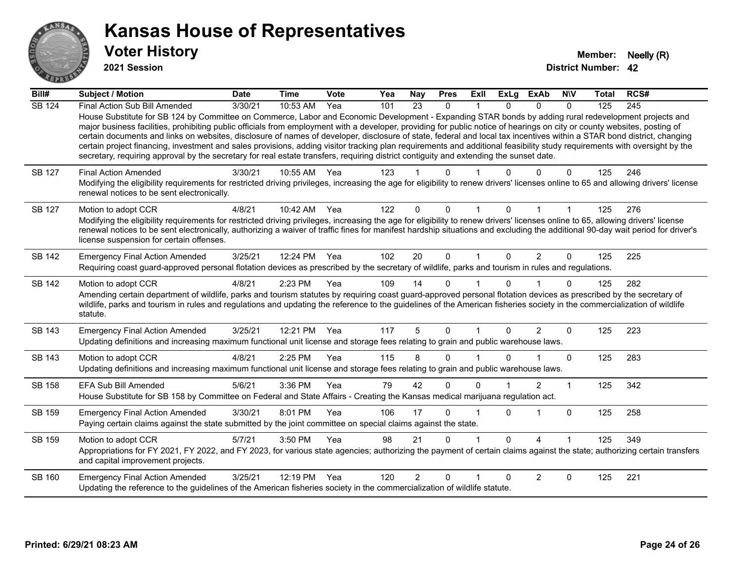# Kansas House of Representatives

## Voter History

**2021 Session**

**Member:** Neelly (R)
**District Number:** 42

| Bill# | Subject / Motion | Date | Time | Vote | Yea | Nay | Pres | ExII | ExLg | ExAb | N\V | Total | RCS# |
|---|---|---|---|---|---|---|---|---|---|---|---|---|---|
| SB 124 | Final Action Sub Bill Amended | 3/30/21 | 10:53 AM | Yea | 101 | 23 | 0 | 1 | 0 | 0 | 0 | 125 | 245 |
| | House Substitute for SB 124 by Committee on Commerce, Labor and Economic Development - Expanding STAR bonds by adding rural redevelopment projects and major business facilities, prohibiting public officials from employment with a developer, providing for public notice of hearings on city or county websites, posting of certain documents and links on websites, disclosure of names of developer, disclosure of state, federal and local tax incentives within a STAR bond district, changing certain project financing, investment and sales provisions, adding visitor tracking plan requirements and additional feasibility study requirements with oversight by the secretary, requiring approval by the secretary for real estate transfers, requiring district contiguity and extending the sunset date. | | | | | | | | | | | | |
| SB 127 | Final Action Amended | 3/30/21 | 10:55 AM | Yea | 123 | 1 | 0 | 1 | 0 | 0 | 0 | 125 | 246 |
| | Modifying the eligibility requirements for restricted driving privileges, increasing the age for eligibility to renew drivers' licenses online to 65 and allowing drivers' license renewal notices to be sent electronically. | | | | | | | | | | | | |
| SB 127 | Motion to adopt CCR | 4/8/21 | 10:42 AM | Yea | 122 | 0 | 0 | 1 | 0 | 1 | 1 | 125 | 276 |
| | Modifying the eligibility requirements for restricted driving privileges, increasing the age for eligibility to renew drivers' licenses online to 65, allowing drivers' license renewal notices to be sent electronically, authorizing a waiver of traffic fines for manifest hardship situations and excluding the additional 90-day wait period for driver's license suspension for certain offenses. | | | | | | | | | | | | |
| SB 142 | Emergency Final Action Amended | 3/25/21 | 12:24 PM | Yea | 102 | 20 | 0 | 1 | 0 | 2 | 0 | 125 | 225 |
| | Requiring coast guard-approved personal flotation devices as prescribed by the secretary of wildlife, parks and tourism in rules and regulations. | | | | | | | | | | | | |
| SB 142 | Motion to adopt CCR | 4/8/21 | 2:23 PM | Yea | 109 | 14 | 0 | 1 | 0 | 1 | 0 | 125 | 282 |
| | Amending certain department of wildlife, parks and tourism statutes by requiring coast guard-approved personal flotation devices as prescribed by the secretary of wildlife, parks and tourism in rules and regulations and updating the reference to the guidelines of the American fisheries society in the commercialization of wildlife statute. | | | | | | | | | | | | |
| SB 143 | Emergency Final Action Amended | 3/25/21 | 12:21 PM | Yea | 117 | 5 | 0 | 1 | 0 | 2 | 0 | 125 | 223 |
| | Updating definitions and increasing maximum functional unit license and storage fees relating to grain and public warehouse laws. | | | | | | | | | | | | |
| SB 143 | Motion to adopt CCR | 4/8/21 | 2:25 PM | Yea | 115 | 8 | 0 | 1 | 0 | 1 | 0 | 125 | 283 |
| | Updating definitions and increasing maximum functional unit license and storage fees relating to grain and public warehouse laws. | | | | | | | | | | | | |
| SB 158 | EFA Sub Bill Amended | 5/6/21 | 3:36 PM | Yea | 79 | 42 | 0 | 0 | 1 | 2 | 1 | 125 | 342 |
| | House Substitute for SB 158 by Committee on Federal and State Affairs - Creating the Kansas medical marijuana regulation act. | | | | | | | | | | | | |
| SB 159 | Emergency Final Action Amended | 3/30/21 | 8:01 PM | Yea | 106 | 17 | 0 | 1 | 0 | 1 | 0 | 125 | 258 |
| | Paying certain claims against the state submitted by the joint committee on special claims against the state. | | | | | | | | | | | | |
| SB 159 | Motion to adopt CCR | 5/7/21 | 3:50 PM | Yea | 98 | 21 | 0 | 1 | 0 | 4 | 1 | 125 | 349 |
| | Appropriations for FY 2021, FY 2022, and FY 2023, for various state agencies; authorizing the payment of certain claims against the state; authorizing certain transfers and capital improvement projects. | | | | | | | | | | | | |
| SB 160 | Emergency Final Action Amended | 3/25/21 | 12:19 PM | Yea | 120 | 2 | 0 | 1 | 0 | 2 | 0 | 125 | 221 |
| | Updating the reference to the guidelines of the American fisheries society in the commercialization of wildlife statute. | | | | | | | | | | | | |

**Printed: 6/29/21 08:23 AM**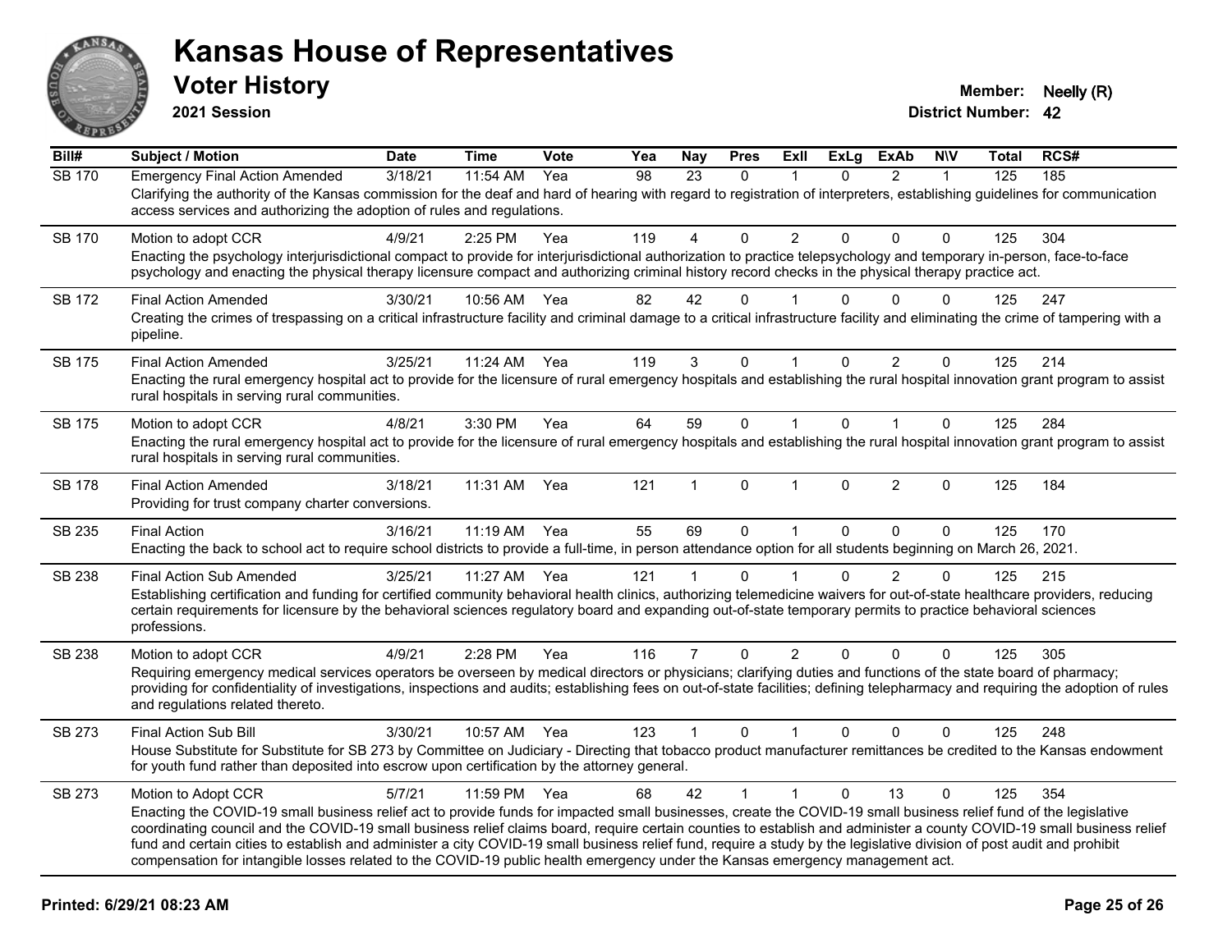# Kansas House of Representatives

## Voter History

**2021 Session**

**Member:** Neelly (R)
**District Number:** 42

| Bill# | Subject / Motion | Date | Time | Vote | Yea | Nay | Pres | ExII | ExLg | ExAb | N\V | Total | RCS# |
|---|---|---|---|---|---|---|---|---|---|---|---|---|---|
| SB 170 | Emergency Final Action Amended | 3/18/21 | 11:54 AM | Yea | 98 | 23 | 0 | 1 | 0 | 2 | 1 | 125 | 185 |
| | Clarifying the authority of the Kansas commission for the deaf and hard of hearing with regard to registration of interpreters, establishing guidelines for communication access services and authorizing the adoption of rules and regulations. | | | | | | | | | | | | |
| SB 170 | Motion to adopt CCR | 4/9/21 | 2:25 PM | Yea | 119 | 4 | 0 | 2 | 0 | 0 | 0 | 125 | 304 |
| | Enacting the psychology interjurisdictional compact to provide for interjurisdictional authorization to practice telepsychology and temporary in-person, face-to-face psychology and enacting the physical therapy licensure compact and authorizing criminal history record checks in the physical therapy practice act. | | | | | | | | | | | | |
| SB 172 | Final Action Amended | 3/30/21 | 10:56 AM | Yea | 82 | 42 | 0 | 1 | 0 | 0 | 0 | 125 | 247 |
| | Creating the crimes of trespassing on a critical infrastructure facility and criminal damage to a critical infrastructure facility and eliminating the crime of tampering with a pipeline. | | | | | | | | | | | | |
| SB 175 | Final Action Amended | 3/25/21 | 11:24 AM | Yea | 119 | 3 | 0 | 1 | 0 | 2 | 0 | 125 | 214 |
| | Enacting the rural emergency hospital act to provide for the licensure of rural emergency hospitals and establishing the rural hospital innovation grant program to assist rural hospitals in serving rural communities. | | | | | | | | | | | | |
| SB 175 | Motion to adopt CCR | 4/8/21 | 3:30 PM | Yea | 64 | 59 | 0 | 1 | 0 | 1 | 0 | 125 | 284 |
| | Enacting the rural emergency hospital act to provide for the licensure of rural emergency hospitals and establishing the rural hospital innovation grant program to assist rural hospitals in serving rural communities. | | | | | | | | | | | | |
| SB 178 | Final Action Amended | 3/18/21 | 11:31 AM | Yea | 121 | 1 | 0 | 1 | 0 | 2 | 0 | 125 | 184 |
| | Providing for trust company charter conversions. | | | | | | | | | | | | |
| SB 235 | Final Action | 3/16/21 | 11:19 AM | Yea | 55 | 69 | 0 | 1 | 0 | 0 | 0 | 125 | 170 |
| | Enacting the back to school act to require school districts to provide a full-time, in person attendance option for all students beginning on March 26, 2021. | | | | | | | | | | | | |
| SB 238 | Final Action Sub Amended | 3/25/21 | 11:27 AM | Yea | 121 | 1 | 0 | 1 | 0 | 2 | 0 | 125 | 215 |
| | Establishing certification and funding for certified community behavioral health clinics, authorizing telemedicine waivers for out-of-state healthcare providers, reducing certain requirements for licensure by the behavioral sciences regulatory board and expanding out-of-state temporary permits to practice behavioral sciences professions. | | | | | | | | | | | | |
| SB 238 | Motion to adopt CCR | 4/9/21 | 2:28 PM | Yea | 116 | 7 | 0 | 2 | 0 | 0 | 0 | 125 | 305 |
| | Requiring emergency medical services operators be overseen by medical directors or physicians; clarifying duties and functions of the state board of pharmacy; providing for confidentiality of investigations, inspections and audits; establishing fees on out-of-state facilities; defining telepharmacy and requiring the adoption of rules and regulations related thereto. | | | | | | | | | | | | |
| SB 273 | Final Action Sub Bill | 3/30/21 | 10:57 AM | Yea | 123 | 1 | 0 | 1 | 0 | 0 | 0 | 125 | 248 |
| | House Substitute for Substitute for SB 273 by Committee on Judiciary - Directing that tobacco product manufacturer remittances be credited to the Kansas endowment for youth fund rather than deposited into escrow upon certification by the attorney general. | | | | | | | | | | | | |
| SB 273 | Motion to Adopt CCR | 5/7/21 | 11:59 PM | Yea | 68 | 42 | 1 | 1 | 0 | 13 | 0 | 125 | 354 |
| | Enacting the COVID-19 small business relief act to provide funds for impacted small businesses, create the COVID-19 small business relief fund of the legislative coordinating council and the COVID-19 small business relief claims board, require certain counties to establish and administer a county COVID-19 small business relief fund and certain cities to establish and administer a city COVID-19 small business relief fund, require a study by the legislative division of post audit and prohibit compensation for intangible losses related to the COVID-19 public health emergency under the Kansas emergency management act. | | | | | | | | | | | | |

Printed: 6/29/21 08:23 AM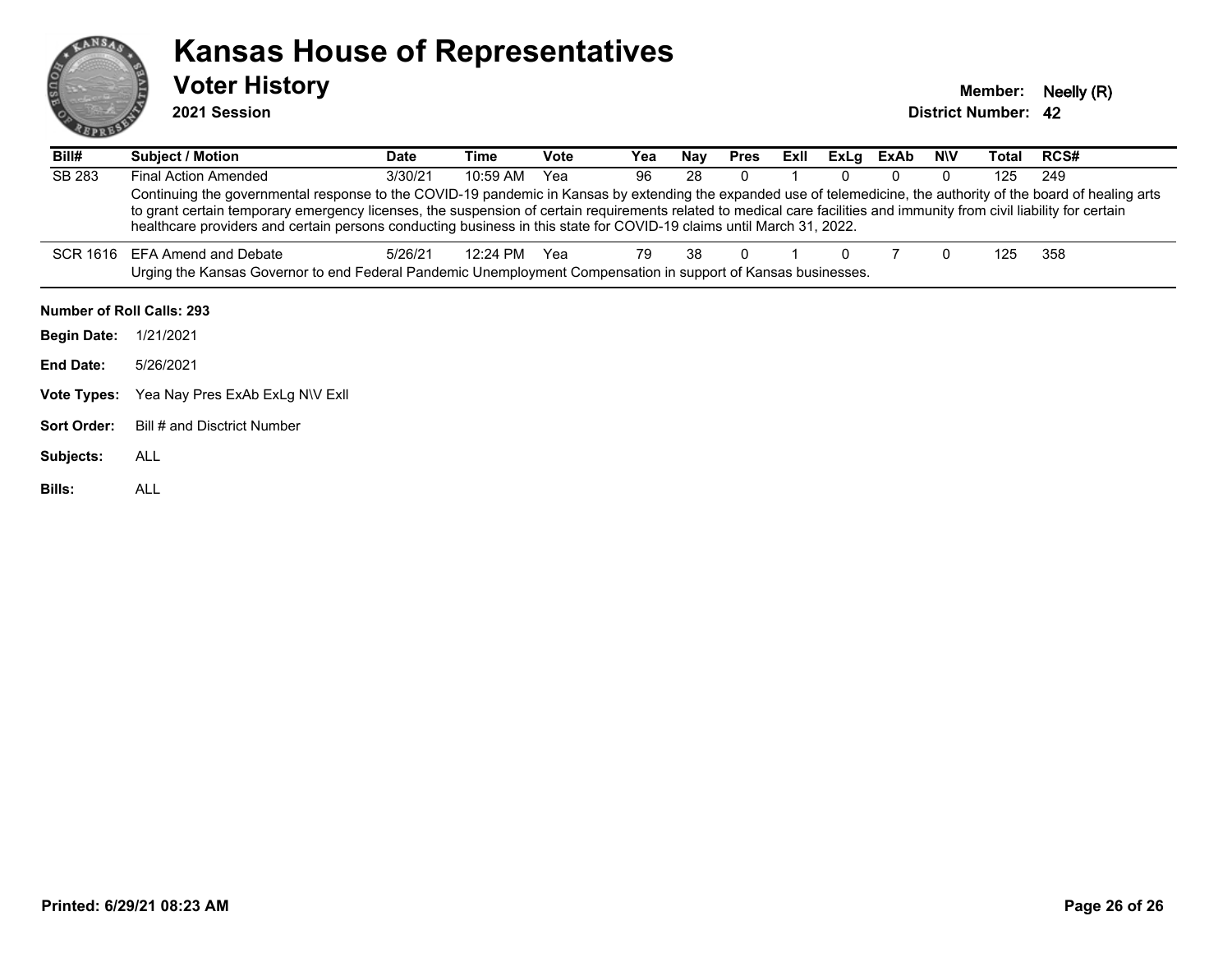# Kansas House of Representatives

## Voter History

**2021 Session**

**Member:** Neelly (R)
**District Number:** 42

| Bill# | Subject / Motion | Date | Time | Vote | Yea | Nay | Pres | ExII | ExLg | ExAb | N\V | Total | RCS# |
|---|---|---|---|---|---|---|---|---|---|---|---|---|---|
| SB 283 | Final Action Amended | 3/30/21 | 10:59 AM | Yea | 96 | 28 | 0 | 1 | 0 | 0 | 0 | 125 | 249 |
| | Continuing the governmental response to the COVID-19 pandemic in Kansas by extending the expanded use of telemedicine, the authority of the board of healing arts to grant certain temporary emergency licenses, the suspension of certain requirements related to medical care facilities and immunity from civil liability for certain healthcare providers and certain persons conducting business in this state for COVID-19 claims until March 31, 2022. | | | | | | | | | | | | |
| SCR 1616 | EFA Amend and Debate | 5/26/21 | 12:24 PM | Yea | 79 | 38 | 0 | 1 | 0 | 7 | 0 | 125 | 358 |
| | Urging the Kansas Governor to end Federal Pandemic Unemployment Compensation in support of Kansas businesses. | | | | | | | | | | | | |

**Number of Roll Calls: 293**

**Begin Date:** 1/21/2021

**End Date:** 5/26/2021

**Vote Types:** Yea Nay Pres ExAb ExLg N\V ExII

**Sort Order:** Bill # and Disctrict Number

**Subjects:** ALL

**Bills:** ALL

**Printed: 6/29/21 08:23 AM**